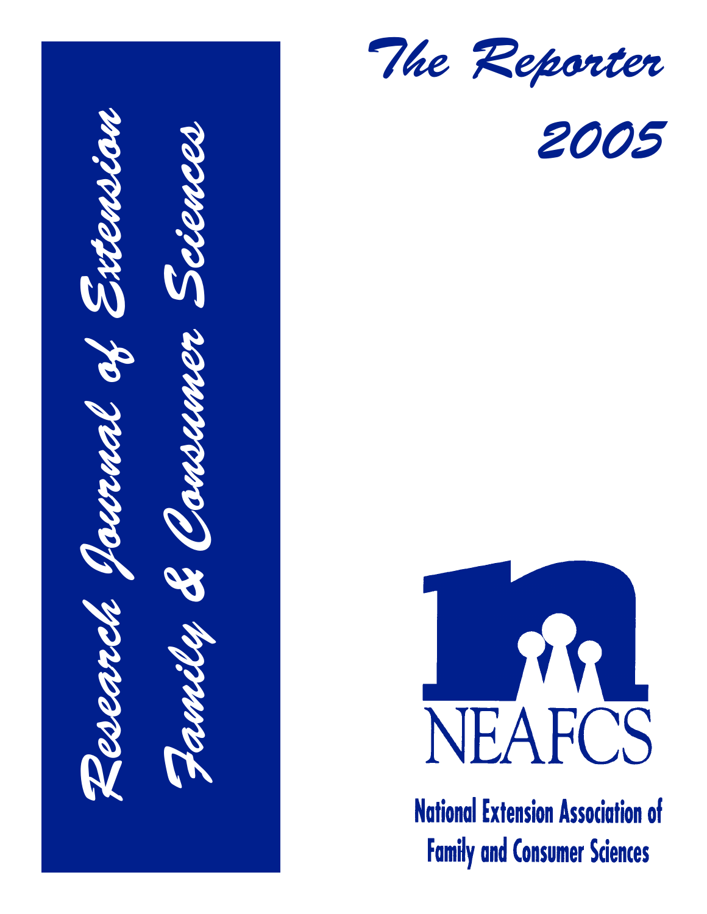# The Reporter

## 2005

**Research Journal of Extension Family & Consumer Sciences**

NEAFCS

**National Extension Association of Family and Consumer Sciences**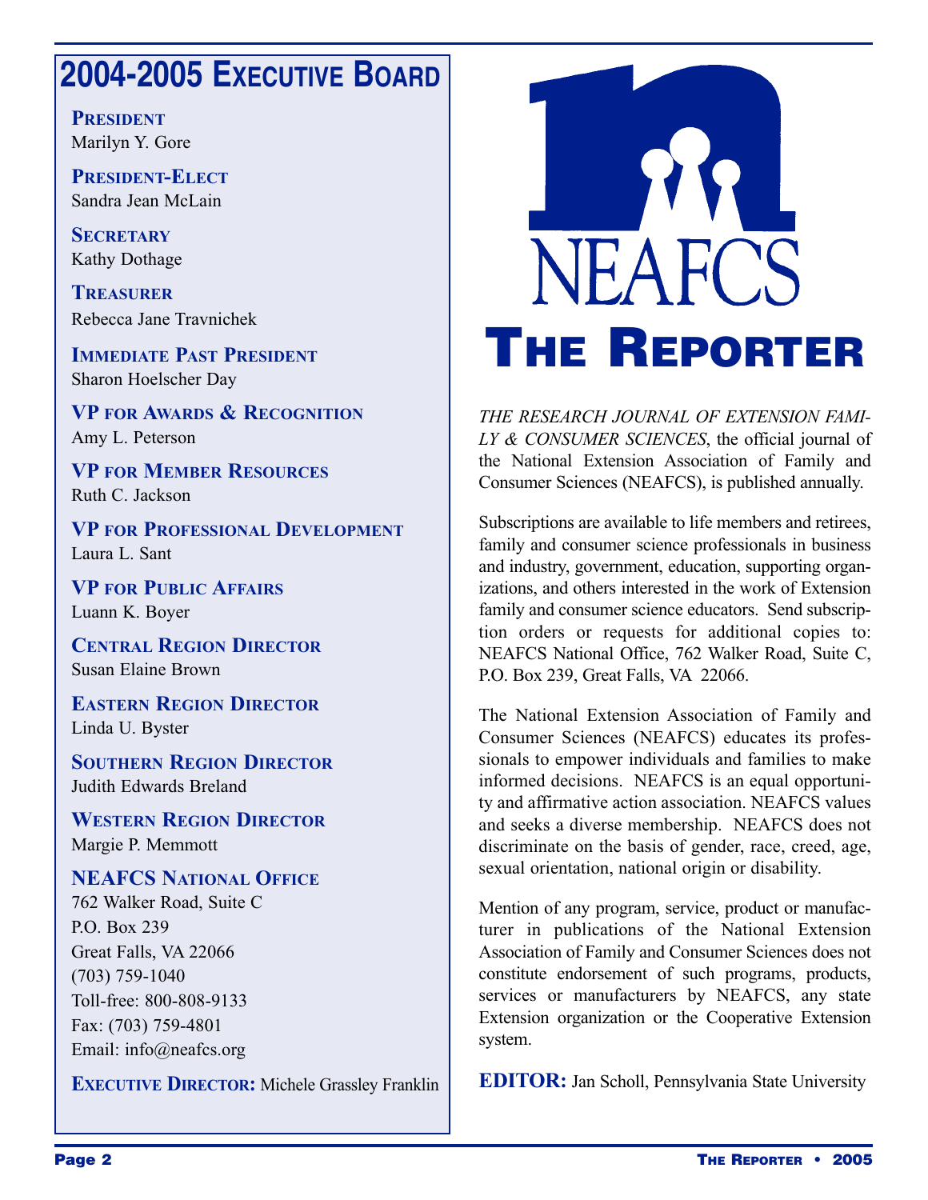## 2004-2005 Executive Board

**President**
Marilyn Y. Gore

**President-Elect**
Sandra Jean McLain

**Secretary**
Kathy Dothage

**Treasurer**
Rebecca Jane Travnichek

**Immediate Past President**
Sharon Hoelscher Day

**VP for Awards & Recognition**
Amy L. Peterson

**VP for Member Resources**
Ruth C. Jackson

**VP for Professional Development**
Laura L. Sant

**VP for Public Affairs**
Luann K. Boyer

**Central Region Director**
Susan Elaine Brown

**Eastern Region Director**
Linda U. Byster

**Southern Region Director**
Judith Edwards Breland

**Western Region Director**
Margie P. Memmott

**NEAFCS National Office**
762 Walker Road, Suite C
P.O. Box 239
Great Falls, VA 22066
(703) 759-1040
Toll-free: 800-808-9133
Fax: (703) 759-4801
Email: info@neafcs.org

**Executive Director:** Michele Grassley Franklin

# NEAFCS The Reporter

*THE RESEARCH JOURNAL OF EXTENSION FAMILY & CONSUMER SCIENCES*, the official journal of the National Extension Association of Family and Consumer Sciences (NEAFCS), is published annually.

Subscriptions are available to life members and retirees, family and consumer science professionals in business and industry, government, education, supporting organizations, and others interested in the work of Extension family and consumer science educators. Send subscription orders or requests for additional copies to: NEAFCS National Office, 762 Walker Road, Suite C, P.O. Box 239, Great Falls, VA 22066.

The National Extension Association of Family and Consumer Sciences (NEAFCS) educates its professionals to empower individuals and families to make informed decisions. NEAFCS is an equal opportunity and affirmative action association. NEAFCS values and seeks a diverse membership. NEAFCS does not discriminate on the basis of gender, race, creed, age, sexual orientation, national origin or disability.

Mention of any program, service, product or manufacturer in publications of the National Extension Association of Family and Consumer Sciences does not constitute endorsement of such programs, products, services or manufacturers by NEAFCS, any state Extension organization or the Cooperative Extension system.

**EDITOR:** Jan Scholl, Pennsylvania State University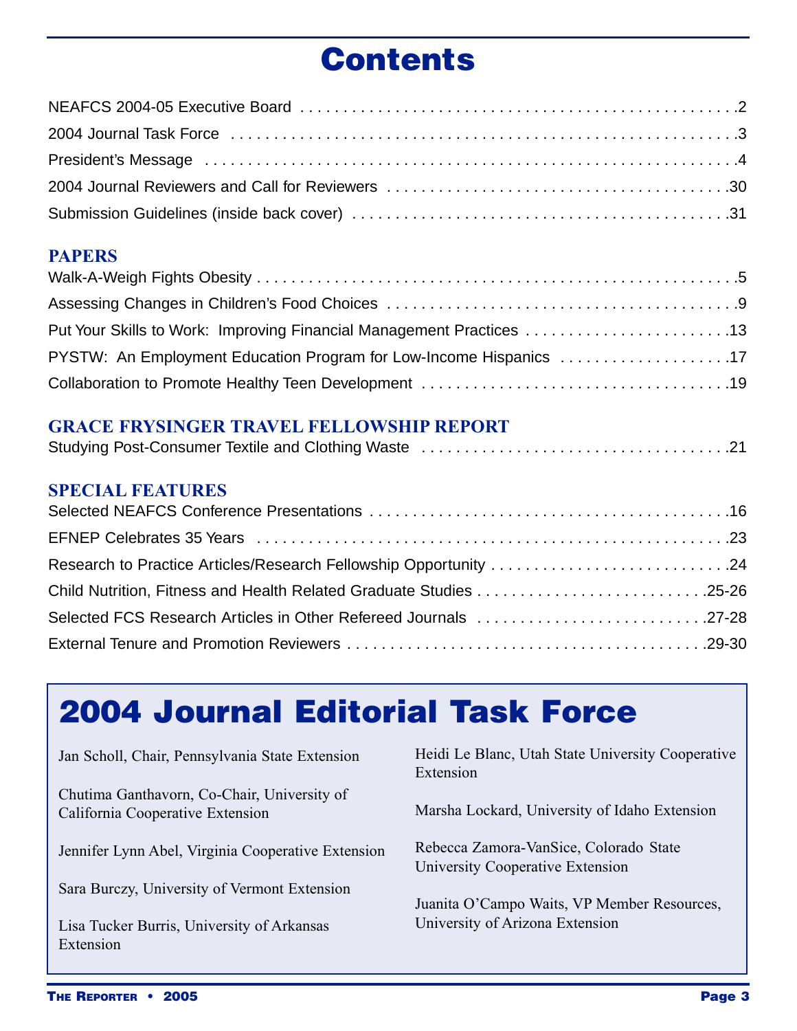# Contents

NEAFCS 2004-05 Executive Board . . . . . . . . . . . . . . . . . . . . . . . . . . . . . . . . . . . . . . . . . . . . . . . .2
2004 Journal Task Force . . . . . . . . . . . . . . . . . . . . . . . . . . . . . . . . . . . . . . . . . . . . . . . . . . . . . . .3
President's Message . . . . . . . . . . . . . . . . . . . . . . . . . . . . . . . . . . . . . . . . . . . . . . . . . . . . . . . . .4
2004 Journal Reviewers and Call for Reviewers . . . . . . . . . . . . . . . . . . . . . . . . . . . . . . . . . . . . . . .30
Submission Guidelines (inside back cover) . . . . . . . . . . . . . . . . . . . . . . . . . . . . . . . . . . . . . . . . . .31

## PAPERS

Walk-A-Weigh Fights Obesity . . . . . . . . . . . . . . . . . . . . . . . . . . . . . . . . . . . . . . . . . . . . . . . . . . .5
Assessing Changes in Children's Food Choices . . . . . . . . . . . . . . . . . . . . . . . . . . . . . . . . . . . . . . .9
Put Your Skills to Work: Improving Financial Management Practices . . . . . . . . . . . . . . . . . . . . . . . .13
PYSTW: An Employment Education Program for Low-Income Hispanics . . . . . . . . . . . . . . . . . . . .17
Collaboration to Promote Healthy Teen Development . . . . . . . . . . . . . . . . . . . . . . . . . . . . . . . . . . .19

## GRACE FRYSINGER TRAVEL FELLOWSHIP REPORT

Studying Post-Consumer Textile and Clothing Waste . . . . . . . . . . . . . . . . . . . . . . . . . . . . . . . . . . .21

## SPECIAL FEATURES

Selected NEAFCS Conference Presentations . . . . . . . . . . . . . . . . . . . . . . . . . . . . . . . . . . . . . . . . .16
EFNEP Celebrates 35 Years . . . . . . . . . . . . . . . . . . . . . . . . . . . . . . . . . . . . . . . . . . . . . . . . . . . . .23
Research to Practice Articles/Research Fellowship Opportunity . . . . . . . . . . . . . . . . . . . . . . . . . . .24
Child Nutrition, Fitness and Health Related Graduate Studies . . . . . . . . . . . . . . . . . . . . . . . . . . .25-26
Selected FCS Research Articles in Other Refereed Journals . . . . . . . . . . . . . . . . . . . . . . . . . . . .27-28
External Tenure and Promotion Reviewers . . . . . . . . . . . . . . . . . . . . . . . . . . . . . . . . . . . . . . . .29-30

## 2004 Journal Editorial Task Force

Jan Scholl, Chair, Pennsylvania State Extension

Chutima Ganthavorn, Co-Chair, University of California Cooperative Extension

Jennifer Lynn Abel, Virginia Cooperative Extension

Sara Burczy, University of Vermont Extension

Lisa Tucker Burris, University of Arkansas Extension

Heidi Le Blanc, Utah State University Cooperative Extension

Marsha Lockard, University of Idaho Extension

Rebecca Zamora-VanSice, Colorado State University Cooperative Extension

Juanita O'Campo Waits, VP Member Resources, University of Arizona Extension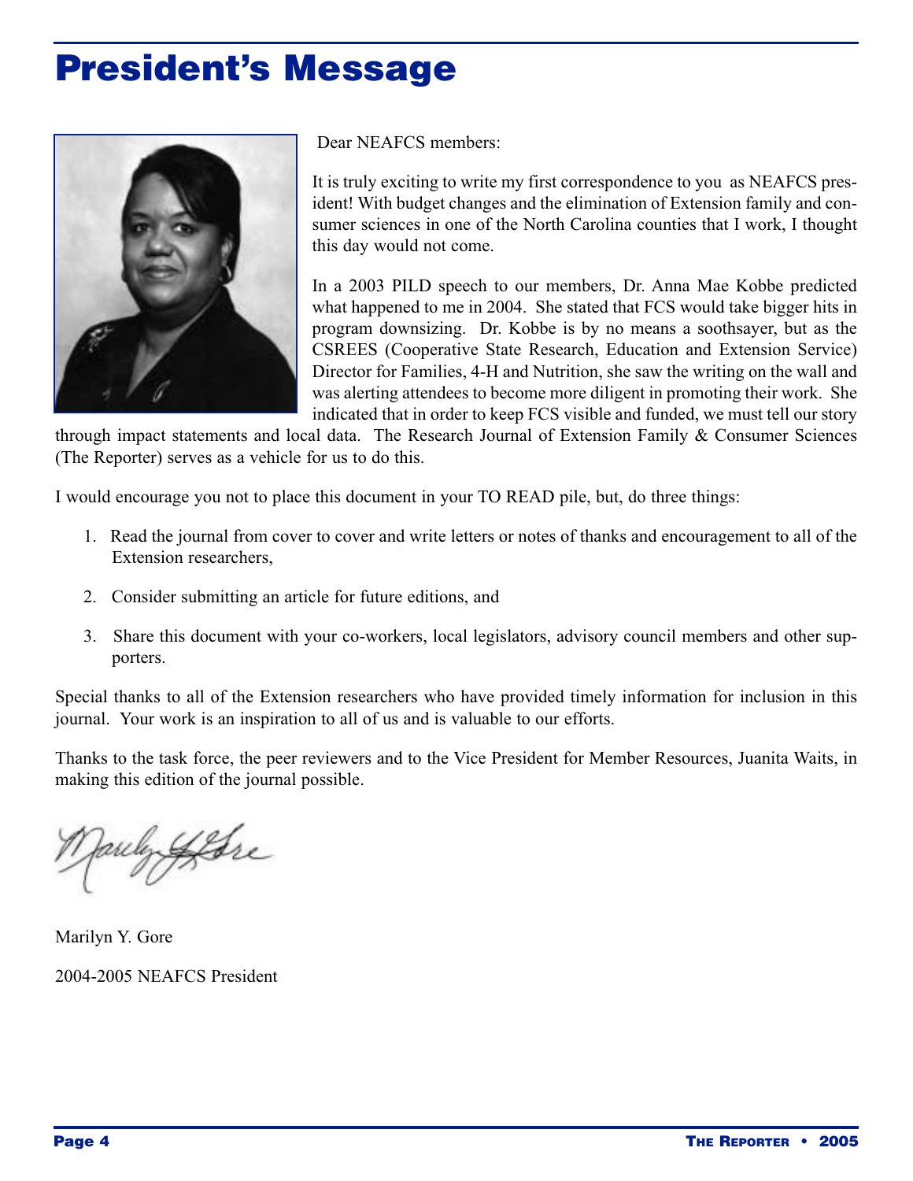# President's Message

Dear NEAFCS members:

It is truly exciting to write my first correspondence to you as NEAFCS president! With budget changes and the elimination of Extension family and consumer sciences in one of the North Carolina counties that I work, I thought this day would not come.

In a 2003 PILD speech to our members, Dr. Anna Mae Kobbe predicted what happened to me in 2004. She stated that FCS would take bigger hits in program downsizing. Dr. Kobbe is by no means a soothsayer, but as the CSREES (Cooperative State Research, Education and Extension Service) Director for Families, 4-H and Nutrition, she saw the writing on the wall and was alerting attendees to become more diligent in promoting their work. She indicated that in order to keep FCS visible and funded, we must tell our story through impact statements and local data. The Research Journal of Extension Family & Consumer Sciences (The Reporter) serves as a vehicle for us to do this.

I would encourage you not to place this document in your TO READ pile, but, do three things:

1. Read the journal from cover to cover and write letters or notes of thanks and encouragement to all of the Extension researchers,
2. Consider submitting an article for future editions, and
3. Share this document with your co-workers, local legislators, advisory council members and other supporters.

Special thanks to all of the Extension researchers who have provided timely information for inclusion in this journal. Your work is an inspiration to all of us and is valuable to our efforts.

Thanks to the task force, the peer reviewers and to the Vice President for Member Resources, Juanita Waits, in making this edition of the journal possible.

Marilyn Y. Gore

2004-2005 NEAFCS President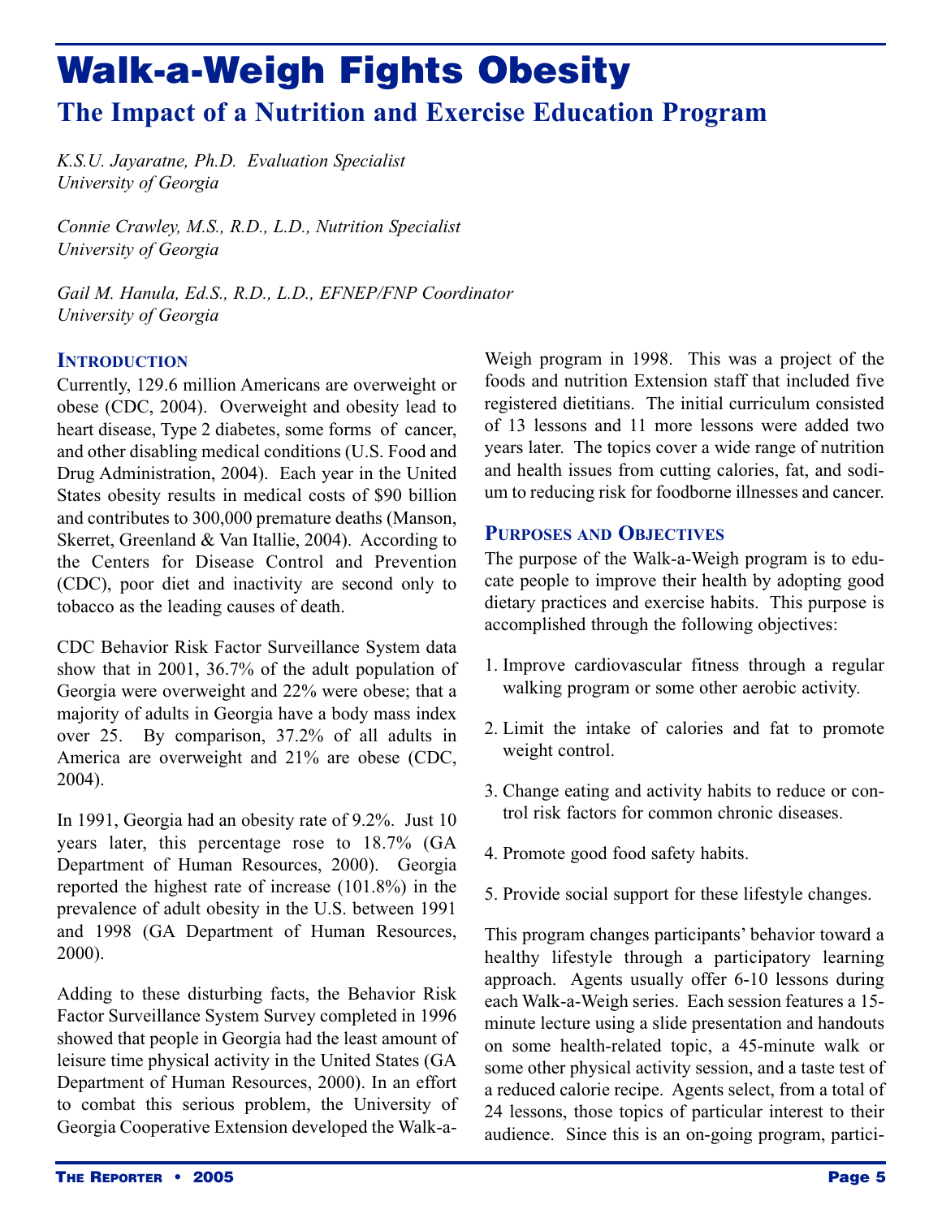# Walk-a-Weigh Fights Obesity

## The Impact of a Nutrition and Exercise Education Program

*K.S.U. Jayaratne, Ph.D. Evaluation Specialist*
*University of Georgia*

*Connie Crawley, M.S., R.D., L.D., Nutrition Specialist*
*University of Georgia*

*Gail M. Hanula, Ed.S., R.D., L.D., EFNEP/FNP Coordinator*
*University of Georgia*

### Introduction

Currently, 129.6 million Americans are overweight or obese (CDC, 2004). Overweight and obesity lead to heart disease, Type 2 diabetes, some forms of cancer, and other disabling medical conditions (U.S. Food and Drug Administration, 2004). Each year in the United States obesity results in medical costs of $90 billion and contributes to 300,000 premature deaths (Manson, Skerret, Greenland & Van Itallie, 2004). According to the Centers for Disease Control and Prevention (CDC), poor diet and inactivity are second only to tobacco as the leading causes of death.

CDC Behavior Risk Factor Surveillance System data show that in 2001, 36.7% of the adult population of Georgia were overweight and 22% were obese; that a majority of adults in Georgia have a body mass index over 25. By comparison, 37.2% of all adults in America are overweight and 21% are obese (CDC, 2004).

In 1991, Georgia had an obesity rate of 9.2%. Just 10 years later, this percentage rose to 18.7% (GA Department of Human Resources, 2000). Georgia reported the highest rate of increase (101.8%) in the prevalence of adult obesity in the U.S. between 1991 and 1998 (GA Department of Human Resources, 2000).

Adding to these disturbing facts, the Behavior Risk Factor Surveillance System Survey completed in 1996 showed that people in Georgia had the least amount of leisure time physical activity in the United States (GA Department of Human Resources, 2000). In an effort to combat this serious problem, the University of Georgia Cooperative Extension developed the Walk-a-Weigh program in 1998. This was a project of the foods and nutrition Extension staff that included five registered dietitians. The initial curriculum consisted of 13 lessons and 11 more lessons were added two years later. The topics cover a wide range of nutrition and health issues from cutting calories, fat, and sodium to reducing risk for foodborne illnesses and cancer.

### Purposes and Objectives

The purpose of the Walk-a-Weigh program is to educate people to improve their health by adopting good dietary practices and exercise habits. This purpose is accomplished through the following objectives:

1. Improve cardiovascular fitness through a regular walking program or some other aerobic activity.
2. Limit the intake of calories and fat to promote weight control.
3. Change eating and activity habits to reduce or control risk factors for common chronic diseases.
4. Promote good food safety habits.
5. Provide social support for these lifestyle changes.

This program changes participants' behavior toward a healthy lifestyle through a participatory learning approach. Agents usually offer 6-10 lessons during each Walk-a-Weigh series. Each session features a 15-minute lecture using a slide presentation and handouts on some health-related topic, a 45-minute walk or some other physical activity session, and a taste test of a reduced calorie recipe. Agents select, from a total of 24 lessons, those topics of particular interest to their audience. Since this is an on-going program, partici-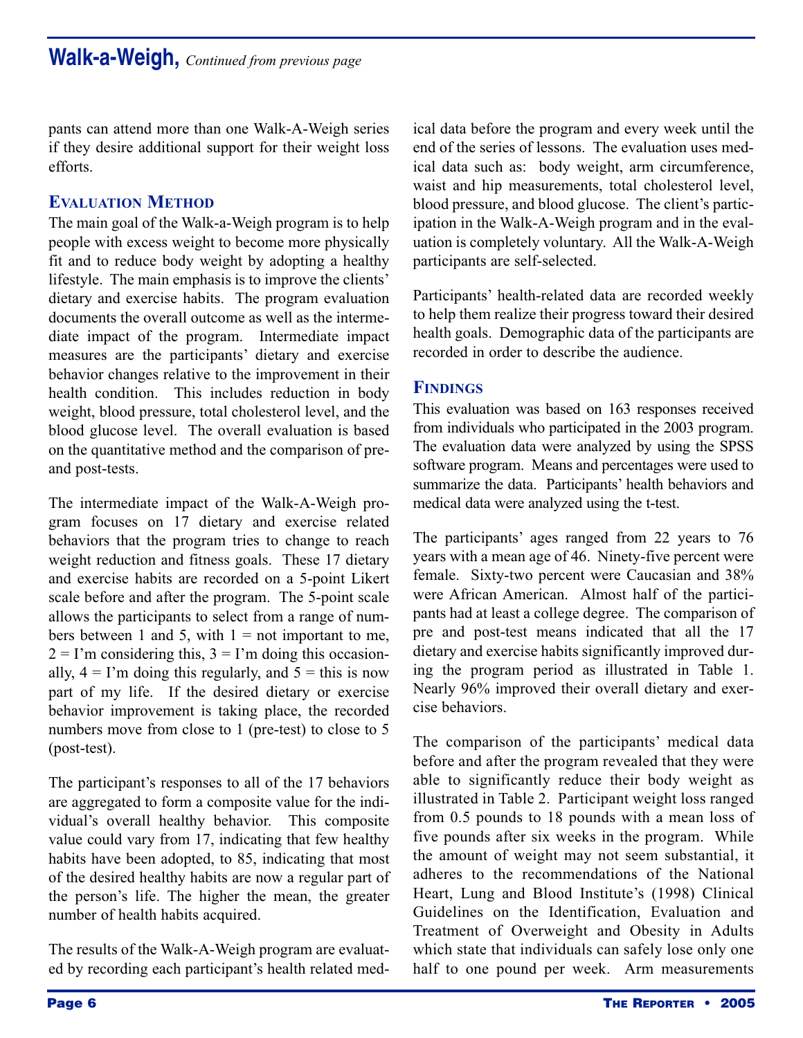## Walk-a-Weigh, *Continued from previous page*

pants can attend more than one Walk-A-Weigh series if they desire additional support for their weight loss efforts.

### Evaluation Method

The main goal of the Walk-a-Weigh program is to help people with excess weight to become more physically fit and to reduce body weight by adopting a healthy lifestyle. The main emphasis is to improve the clients' dietary and exercise habits. The program evaluation documents the overall outcome as well as the intermediate impact of the program. Intermediate impact measures are the participants' dietary and exercise behavior changes relative to the improvement in their health condition. This includes reduction in body weight, blood pressure, total cholesterol level, and the blood glucose level. The overall evaluation is based on the quantitative method and the comparison of pre- and post-tests.

The intermediate impact of the Walk-A-Weigh program focuses on 17 dietary and exercise related behaviors that the program tries to change to reach weight reduction and fitness goals. These 17 dietary and exercise habits are recorded on a 5-point Likert scale before and after the program. The 5-point scale allows the participants to select from a range of numbers between 1 and 5, with 1 = not important to me, 2 = I'm considering this, 3 = I'm doing this occasionally, 4 = I'm doing this regularly, and 5 = this is now part of my life. If the desired dietary or exercise behavior improvement is taking place, the recorded numbers move from close to 1 (pre-test) to close to 5 (post-test).

The participant's responses to all of the 17 behaviors are aggregated to form a composite value for the individual's overall healthy behavior. This composite value could vary from 17, indicating that few healthy habits have been adopted, to 85, indicating that most of the desired healthy habits are now a regular part of the person's life. The higher the mean, the greater number of health habits acquired.

The results of the Walk-A-Weigh program are evaluated by recording each participant's health related medical data before the program and every week until the end of the series of lessons. The evaluation uses medical data such as: body weight, arm circumference, waist and hip measurements, total cholesterol level, blood pressure, and blood glucose. The client's participation in the Walk-A-Weigh program and in the evaluation is completely voluntary. All the Walk-A-Weigh participants are self-selected.

Participants' health-related data are recorded weekly to help them realize their progress toward their desired health goals. Demographic data of the participants are recorded in order to describe the audience.

### Findings

This evaluation was based on 163 responses received from individuals who participated in the 2003 program. The evaluation data were analyzed by using the SPSS software program. Means and percentages were used to summarize the data. Participants' health behaviors and medical data were analyzed using the t-test.

The participants' ages ranged from 22 years to 76 years with a mean age of 46. Ninety-five percent were female. Sixty-two percent were Caucasian and 38% were African American. Almost half of the participants had at least a college degree. The comparison of pre and post-test means indicated that all the 17 dietary and exercise habits significantly improved during the program period as illustrated in Table 1. Nearly 96% improved their overall dietary and exercise behaviors.

The comparison of the participants' medical data before and after the program revealed that they were able to significantly reduce their body weight as illustrated in Table 2. Participant weight loss ranged from 0.5 pounds to 18 pounds with a mean loss of five pounds after six weeks in the program. While the amount of weight may not seem substantial, it adheres to the recommendations of the National Heart, Lung and Blood Institute's (1998) Clinical Guidelines on the Identification, Evaluation and Treatment of Overweight and Obesity in Adults which state that individuals can safely lose only one half to one pound per week. Arm measurements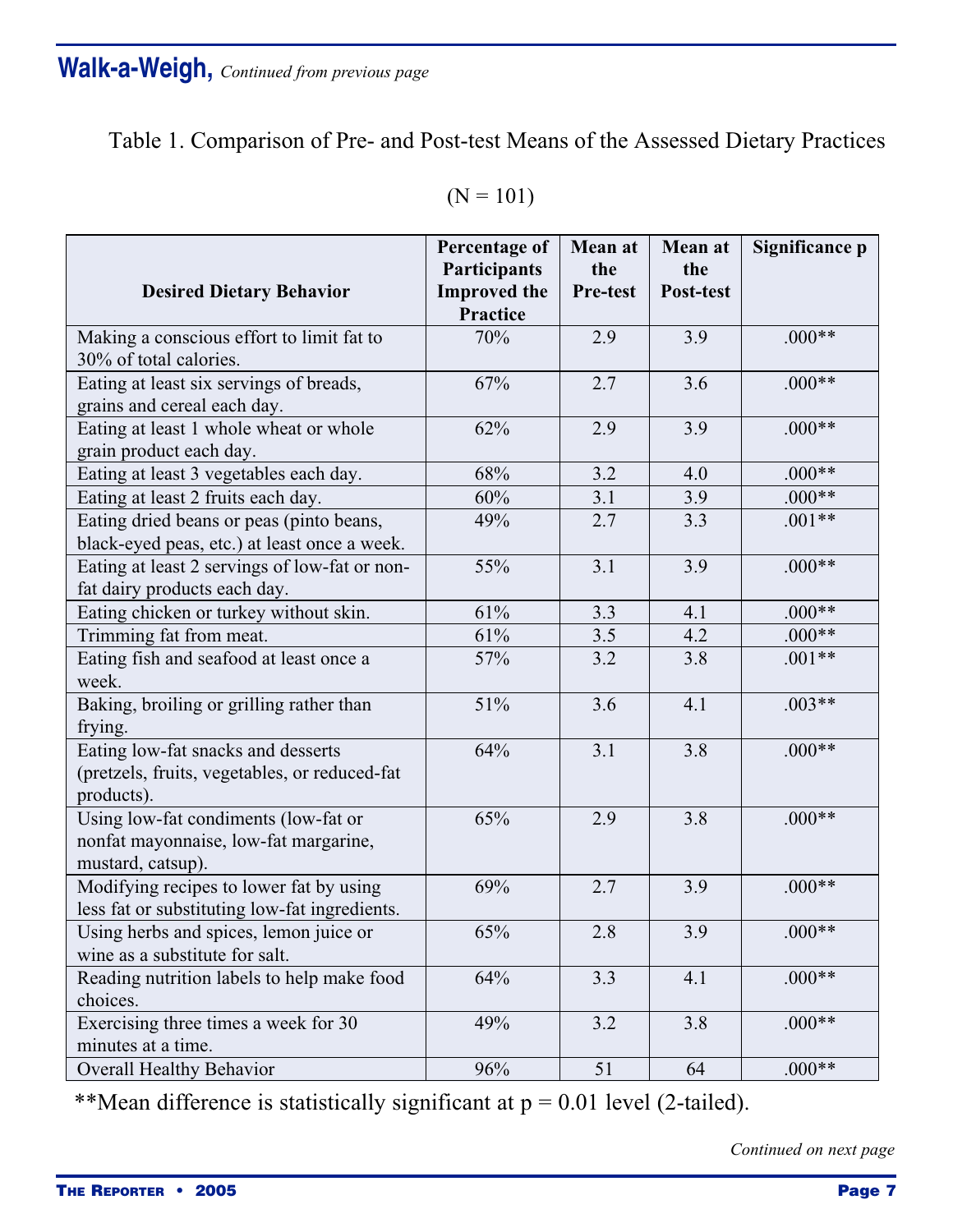## Walk-a-Weigh, *Continued from previous page*

Table 1. Comparison of Pre- and Post-test Means of the Assessed Dietary Practices

(N = 101)

| Desired Dietary Behavior | Percentage of Participants Improved the Practice | Mean at the Pre-test | Mean at the Post-test | Significance p |
|---|---|---|---|---|
| Making a conscious effort to limit fat to 30% of total calories. | 70% | 2.9 | 3.9 | .000** |
| Eating at least six servings of breads, grains and cereal each day. | 67% | 2.7 | 3.6 | .000** |
| Eating at least 1 whole wheat or whole grain product each day. | 62% | 2.9 | 3.9 | .000** |
| Eating at least 3 vegetables each day. | 68% | 3.2 | 4.0 | .000** |
| Eating at least 2 fruits each day. | 60% | 3.1 | 3.9 | .000** |
| Eating dried beans or peas (pinto beans, black-eyed peas, etc.) at least once a week. | 49% | 2.7 | 3.3 | .001** |
| Eating at least 2 servings of low-fat or non-fat dairy products each day. | 55% | 3.1 | 3.9 | .000** |
| Eating chicken or turkey without skin. | 61% | 3.3 | 4.1 | .000** |
| Trimming fat from meat. | 61% | 3.5 | 4.2 | .000** |
| Eating fish and seafood at least once a week. | 57% | 3.2 | 3.8 | .001** |
| Baking, broiling or grilling rather than frying. | 51% | 3.6 | 4.1 | .003** |
| Eating low-fat snacks and desserts (pretzels, fruits, vegetables, or reduced-fat products). | 64% | 3.1 | 3.8 | .000** |
| Using low-fat condiments (low-fat or nonfat mayonnaise, low-fat margarine, mustard, catsup). | 65% | 2.9 | 3.8 | .000** |
| Modifying recipes to lower fat by using less fat or substituting low-fat ingredients. | 69% | 2.7 | 3.9 | .000** |
| Using herbs and spices, lemon juice or wine as a substitute for salt. | 65% | 2.8 | 3.9 | .000** |
| Reading nutrition labels to help make food choices. | 64% | 3.3 | 4.1 | .000** |
| Exercising three times a week for 30 minutes at a time. | 49% | 3.2 | 3.8 | .000** |
| Overall Healthy Behavior | 96% | 51 | 64 | .000** |

**Mean difference is statistically significant at $p = 0.01$ level (2-tailed).

*Continued on next page*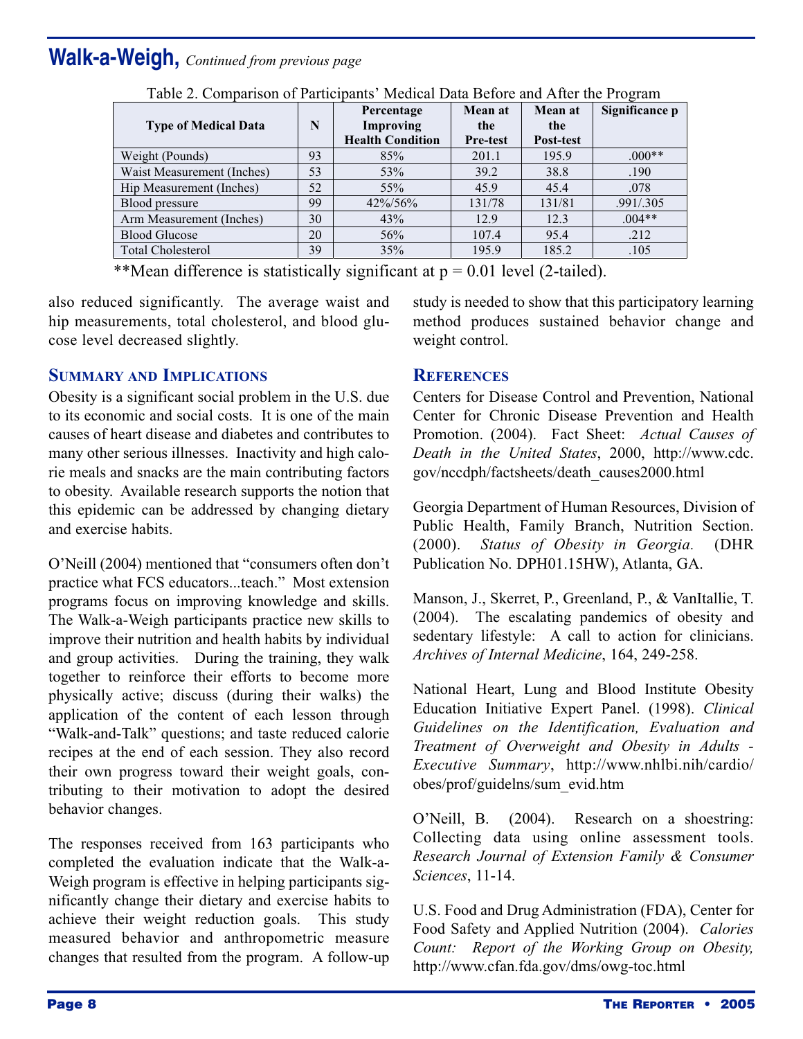## Walk-a-Weigh, *Continued from previous page*

Table 2. Comparison of Participants' Medical Data Before and After the Program

| Type of Medical Data | N | Percentage Improving Health Condition | Mean at the Pre-test | Mean at the Post-test | Significance p |
|---|---|---|---|---|---|
| Weight (Pounds) | 93 | 85% | 201.1 | 195.9 | .000** |
| Waist Measurement (Inches) | 53 | 53% | 39.2 | 38.8 | .190 |
| Hip Measurement (Inches) | 52 | 55% | 45.9 | 45.4 | .078 |
| Blood pressure | 99 | 42%/56% | 131/78 | 131/81 | .991/.305 |
| Arm Measurement (Inches) | 30 | 43% | 12.9 | 12.3 | .004** |
| Blood Glucose | 20 | 56% | 107.4 | 95.4 | .212 |
| Total Cholesterol | 39 | 35% | 195.9 | 185.2 | .105 |

**Mean difference is statistically significant at $p = 0.01$ level (2-tailed).

also reduced significantly. The average waist and hip measurements, total cholesterol, and blood glucose level decreased slightly.

### Summary and Implications

Obesity is a significant social problem in the U.S. due to its economic and social costs. It is one of the main causes of heart disease and diabetes and contributes to many other serious illnesses. Inactivity and high calorie meals and snacks are the main contributing factors to obesity. Available research supports the notion that this epidemic can be addressed by changing dietary and exercise habits.

O'Neill (2004) mentioned that "consumers often don't practice what FCS educators...teach." Most extension programs focus on improving knowledge and skills. The Walk-a-Weigh participants practice new skills to improve their nutrition and health habits by individual and group activities. During the training, they walk together to reinforce their efforts to become more physically active; discuss (during their walks) the application of the content of each lesson through "Walk-and-Talk" questions; and taste reduced calorie recipes at the end of each session. They also record their own progress toward their weight goals, contributing to their motivation to adopt the desired behavior changes.

The responses received from 163 participants who completed the evaluation indicate that the Walk-a-Weigh program is effective in helping participants significantly change their dietary and exercise habits to achieve their weight reduction goals. This study measured behavior and anthropometric measure changes that resulted from the program. A follow-up study is needed to show that this participatory learning method produces sustained behavior change and weight control.

### References

Centers for Disease Control and Prevention, National Center for Chronic Disease Prevention and Health Promotion. (2004). Fact Sheet: *Actual Causes of Death in the United States*, 2000, http://www.cdc.gov/nccdph/factsheets/death_causes2000.html

Georgia Department of Human Resources, Division of Public Health, Family Branch, Nutrition Section. (2000). *Status of Obesity in Georgia.* (DHR Publication No. DPH01.15HW), Atlanta, GA.

Manson, J., Skerret, P., Greenland, P., & VanItallie, T. (2004). The escalating pandemics of obesity and sedentary lifestyle: A call to action for clinicians. *Archives of Internal Medicine*, 164, 249-258.

National Heart, Lung and Blood Institute Obesity Education Initiative Expert Panel. (1998). *Clinical Guidelines on the Identification, Evaluation and Treatment of Overweight and Obesity in Adults - Executive Summary*, http://www.nhlbi.nih/cardio/obes/prof/guidelns/sum_evid.htm

O'Neill, B. (2004). Research on a shoestring: Collecting data using online assessment tools. *Research Journal of Extension Family & Consumer Sciences*, 11-14.

U.S. Food and Drug Administration (FDA), Center for Food Safety and Applied Nutrition (2004). *Calories Count: Report of the Working Group on Obesity,* http://www.cfan.fda.gov/dms/owg-toc.html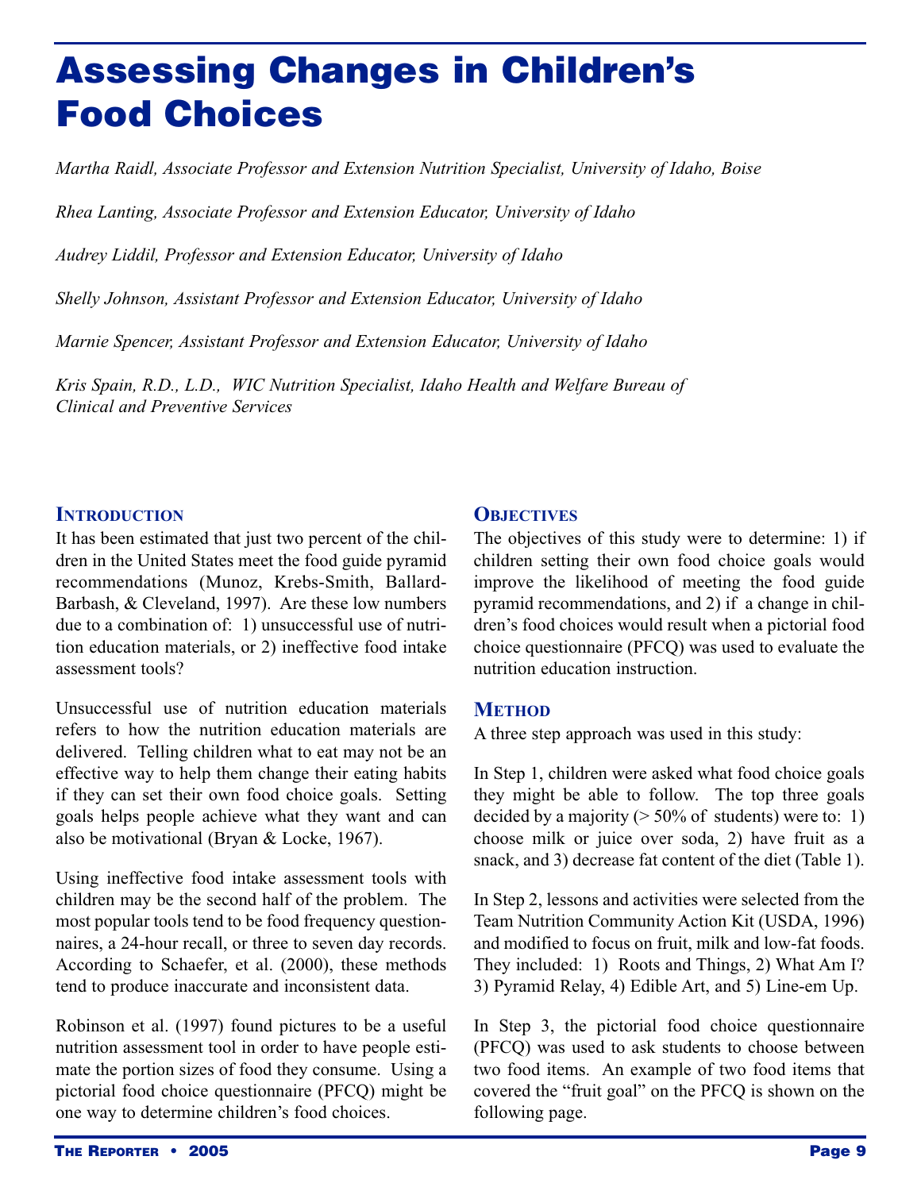# Assessing Changes in Children's Food Choices

*Martha Raidl, Associate Professor and Extension Nutrition Specialist, University of Idaho, Boise*

*Rhea Lanting, Associate Professor and Extension Educator, University of Idaho*

*Audrey Liddil, Professor and Extension Educator, University of Idaho*

*Shelly Johnson, Assistant Professor and Extension Educator, University of Idaho*

*Marnie Spencer, Assistant Professor and Extension Educator, University of Idaho*

*Kris Spain, R.D., L.D., WIC Nutrition Specialist, Idaho Health and Welfare Bureau of Clinical and Preventive Services*

## Introduction

It has been estimated that just two percent of the children in the United States meet the food guide pyramid recommendations (Munoz, Krebs-Smith, Ballard-Barbash, & Cleveland, 1997). Are these low numbers due to a combination of: 1) unsuccessful use of nutrition education materials, or 2) ineffective food intake assessment tools?

Unsuccessful use of nutrition education materials refers to how the nutrition education materials are delivered. Telling children what to eat may not be an effective way to help them change their eating habits if they can set their own food choice goals. Setting goals helps people achieve what they want and can also be motivational (Bryan & Locke, 1967).

Using ineffective food intake assessment tools with children may be the second half of the problem. The most popular tools tend to be food frequency questionnaires, a 24-hour recall, or three to seven day records. According to Schaefer, et al. (2000), these methods tend to produce inaccurate and inconsistent data.

Robinson et al. (1997) found pictures to be a useful nutrition assessment tool in order to have people estimate the portion sizes of food they consume. Using a pictorial food choice questionnaire (PFCQ) might be one way to determine children's food choices.

## Objectives

The objectives of this study were to determine: 1) if children setting their own food choice goals would improve the likelihood of meeting the food guide pyramid recommendations, and 2) if a change in children's food choices would result when a pictorial food choice questionnaire (PFCQ) was used to evaluate the nutrition education instruction.

## Method

A three step approach was used in this study:

In Step 1, children were asked what food choice goals they might be able to follow. The top three goals decided by a majority (> 50% of students) were to: 1) choose milk or juice over soda, 2) have fruit as a snack, and 3) decrease fat content of the diet (Table 1).

In Step 2, lessons and activities were selected from the Team Nutrition Community Action Kit (USDA, 1996) and modified to focus on fruit, milk and low-fat foods. They included: 1) Roots and Things, 2) What Am I? 3) Pyramid Relay, 4) Edible Art, and 5) Line-em Up.

In Step 3, the pictorial food choice questionnaire (PFCQ) was used to ask students to choose between two food items. An example of two food items that covered the "fruit goal" on the PFCQ is shown on the following page.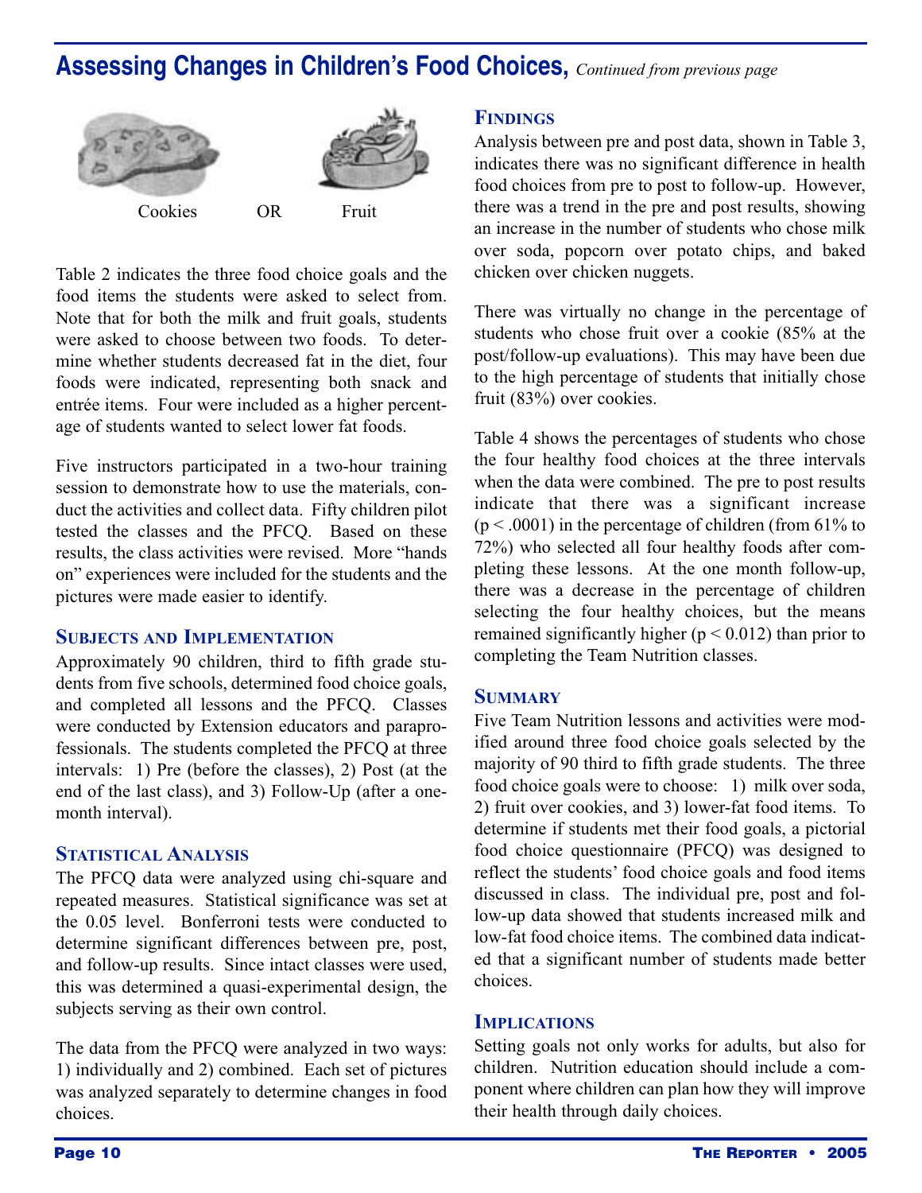## Assessing Changes in Children's Food Choices, *Continued from previous page*

Cookies OR Fruit

Table 2 indicates the three food choice goals and the food items the students were asked to select from. Note that for both the milk and fruit goals, students were asked to choose between two foods. To determine whether students decreased fat in the diet, four foods were indicated, representing both snack and entrée items. Four were included as a higher percentage of students wanted to select lower fat foods.

Five instructors participated in a two-hour training session to demonstrate how to use the materials, conduct the activities and collect data. Fifty children pilot tested the classes and the PFCQ. Based on these results, the class activities were revised. More "hands on" experiences were included for the students and the pictures were made easier to identify.

### Subjects and Implementation

Approximately 90 children, third to fifth grade students from five schools, determined food choice goals, and completed all lessons and the PFCQ. Classes were conducted by Extension educators and paraprofessionals. The students completed the PFCQ at three intervals: 1) Pre (before the classes), 2) Post (at the end of the last class), and 3) Follow-Up (after a one-month interval).

### Statistical Analysis

The PFCQ data were analyzed using chi-square and repeated measures. Statistical significance was set at the 0.05 level. Bonferroni tests were conducted to determine significant differences between pre, post, and follow-up results. Since intact classes were used, this was determined a quasi-experimental design, the subjects serving as their own control.

The data from the PFCQ were analyzed in two ways: 1) individually and 2) combined. Each set of pictures was analyzed separately to determine changes in food choices.

### Findings

Analysis between pre and post data, shown in Table 3, indicates there was no significant difference in health food choices from pre to post to follow-up. However, there was a trend in the pre and post results, showing an increase in the number of students who chose milk over soda, popcorn over potato chips, and baked chicken over chicken nuggets.

There was virtually no change in the percentage of students who chose fruit over a cookie (85% at the post/follow-up evaluations). This may have been due to the high percentage of students that initially chose fruit (83%) over cookies.

Table 4 shows the percentages of students who chose the four healthy food choices at the three intervals when the data were combined. The pre to post results indicate that there was a significant increase ($p < .0001$) in the percentage of children (from 61% to 72%) who selected all four healthy foods after completing these lessons. At the one month follow-up, there was a decrease in the percentage of children selecting the four healthy choices, but the means remained significantly higher ($p < 0.012$) than prior to completing the Team Nutrition classes.

### Summary

Five Team Nutrition lessons and activities were modified around three food choice goals selected by the majority of 90 third to fifth grade students. The three food choice goals were to choose: 1) milk over soda, 2) fruit over cookies, and 3) lower-fat food items. To determine if students met their food goals, a pictorial food choice questionnaire (PFCQ) was designed to reflect the students' food choice goals and food items discussed in class. The individual pre, post and follow-up data showed that students increased milk and low-fat food choice items. The combined data indicated that a significant number of students made better choices.

### Implications

Setting goals not only works for adults, but also for children. Nutrition education should include a component where children can plan how they will improve their health through daily choices.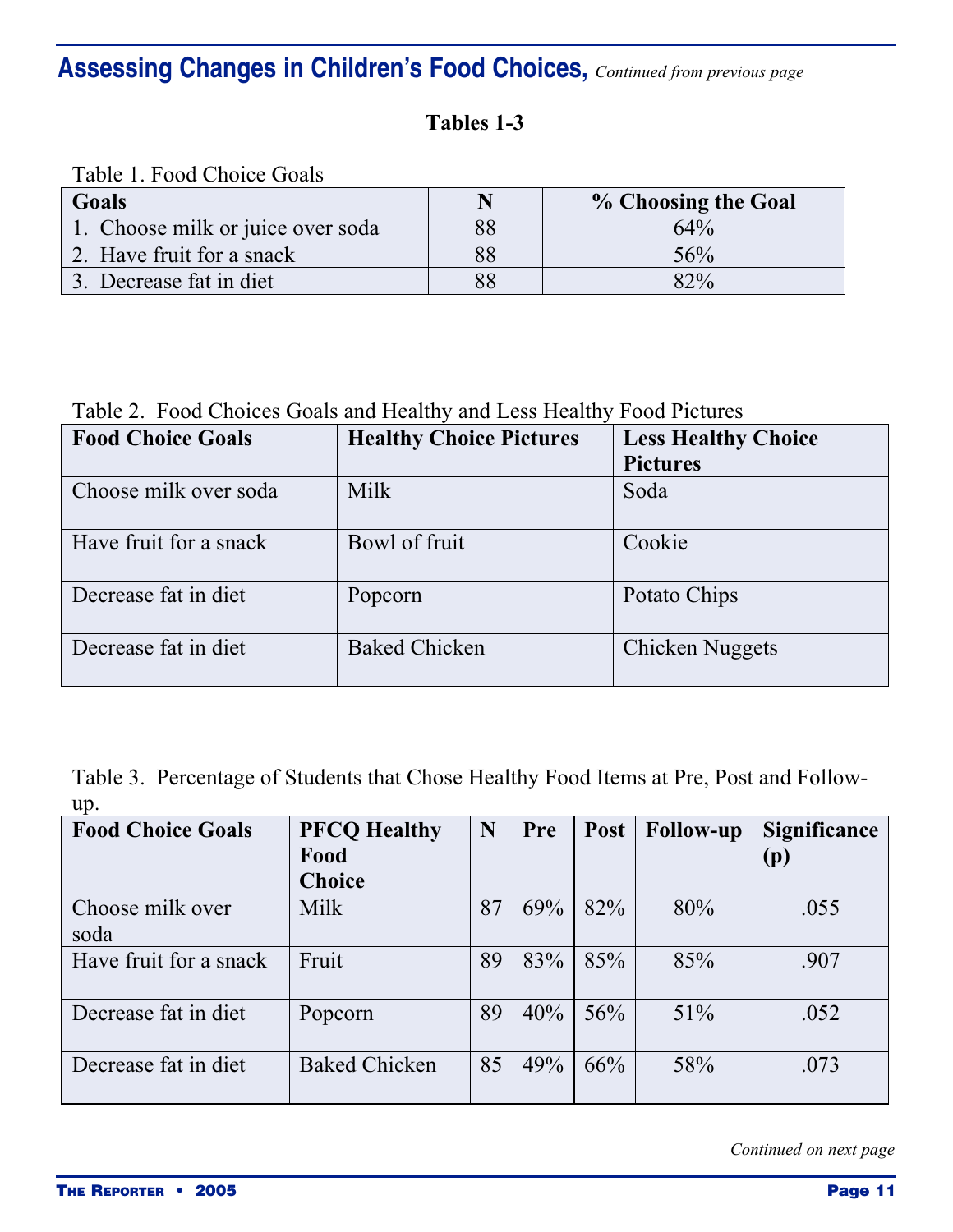## Assessing Changes in Children's Food Choices, *Continued from previous page*

**Tables 1-3**

Table 1. Food Choice Goals

| Goals | N | % Choosing the Goal |
|---|---|---|
| 1. Choose milk or juice over soda | 88 | 64% |
| 2. Have fruit for a snack | 88 | 56% |
| 3. Decrease fat in diet | 88 | 82% |

Table 2. Food Choices Goals and Healthy and Less Healthy Food Pictures

| Food Choice Goals | Healthy Choice Pictures | Less Healthy Choice Pictures |
|---|---|---|
| Choose milk over soda | Milk | Soda |
| Have fruit for a snack | Bowl of fruit | Cookie |
| Decrease fat in diet | Popcorn | Potato Chips |
| Decrease fat in diet | Baked Chicken | Chicken Nuggets |

Table 3. Percentage of Students that Chose Healthy Food Items at Pre, Post and Follow-up.

| Food Choice Goals | PFCQ Healthy Food Choice | N | Pre | Post | Follow-up | Significance (p) |
|---|---|---|---|---|---|---|
| Choose milk over soda | Milk | 87 | 69% | 82% | 80% | .055 |
| Have fruit for a snack | Fruit | 89 | 83% | 85% | 85% | .907 |
| Decrease fat in diet | Popcorn | 89 | 40% | 56% | 51% | .052 |
| Decrease fat in diet | Baked Chicken | 85 | 49% | 66% | 58% | .073 |

*Continued on next page*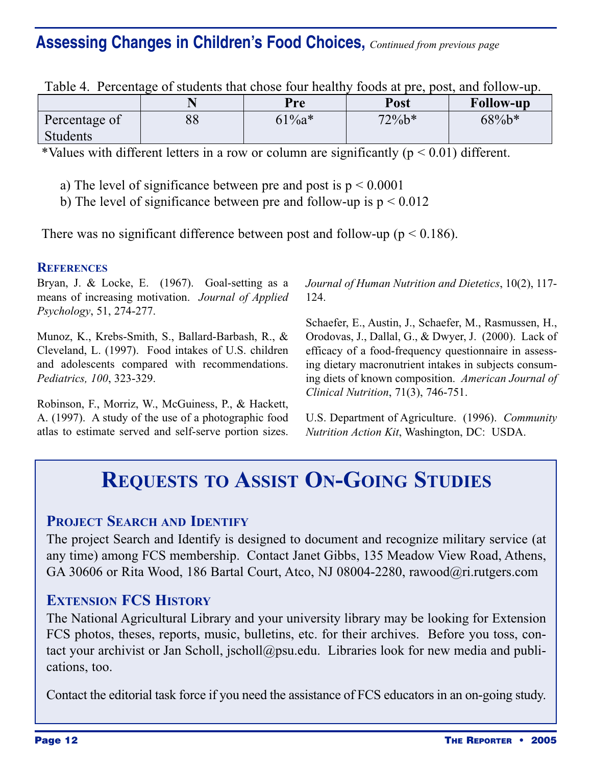## Assessing Changes in Children's Food Choices, *Continued from previous page*

Table 4. Percentage of students that chose four healthy foods at pre, post, and follow-up.

| | N | Pre | Post | Follow-up |
|---|---|---|---|---|
| Percentage of Students | 88 | 61%a* | 72%b* | 68%b* |

*Values with different letters in a row or column are significantly ($p < 0.01$) different.

a) The level of significance between pre and post is $p < 0.0001$
b) The level of significance between pre and follow-up is $p < 0.012$

There was no significant difference between post and follow-up ($p < 0.186$).

### References

Bryan, J. & Locke, E. (1967). Goal-setting as a means of increasing motivation. *Journal of Applied Psychology*, 51, 274-277.

Munoz, K., Krebs-Smith, S., Ballard-Barbash, R., & Cleveland, L. (1997). Food intakes of U.S. children and adolescents compared with recommendations. *Pediatrics, 100*, 323-329.

Robinson, F., Morriz, W., McGuiness, P., & Hackett, A. (1997). A study of the use of a photographic food atlas to estimate served and self-serve portion sizes. *Journal of Human Nutrition and Dietetics*, 10(2), 117-124.

Schaefer, E., Austin, J., Schaefer, M., Rasmussen, H., Orodovas, J., Dallal, G., & Dwyer, J. (2000). Lack of efficacy of a food-frequency questionnaire in assessing dietary macronutrient intakes in subjects consuming diets of known composition. *American Journal of Clinical Nutrition*, 71(3), 746-751.

U.S. Department of Agriculture. (1996). *Community Nutrition Action Kit*, Washington, DC: USDA.

# Requests to Assist On-Going Studies

### Project Search and Identify

The project Search and Identify is designed to document and recognize military service (at any time) among FCS membership. Contact Janet Gibbs, 135 Meadow View Road, Athens, GA 30606 or Rita Wood, 186 Bartal Court, Atco, NJ 08004-2280, rawood@ri.rutgers.com

### Extension FCS History

The National Agricultural Library and your university library may be looking for Extension FCS photos, theses, reports, music, bulletins, etc. for their archives. Before you toss, contact your archivist or Jan Scholl, jscholl@psu.edu. Libraries look for new media and publications, too.

Contact the editorial task force if you need the assistance of FCS educators in an on-going study.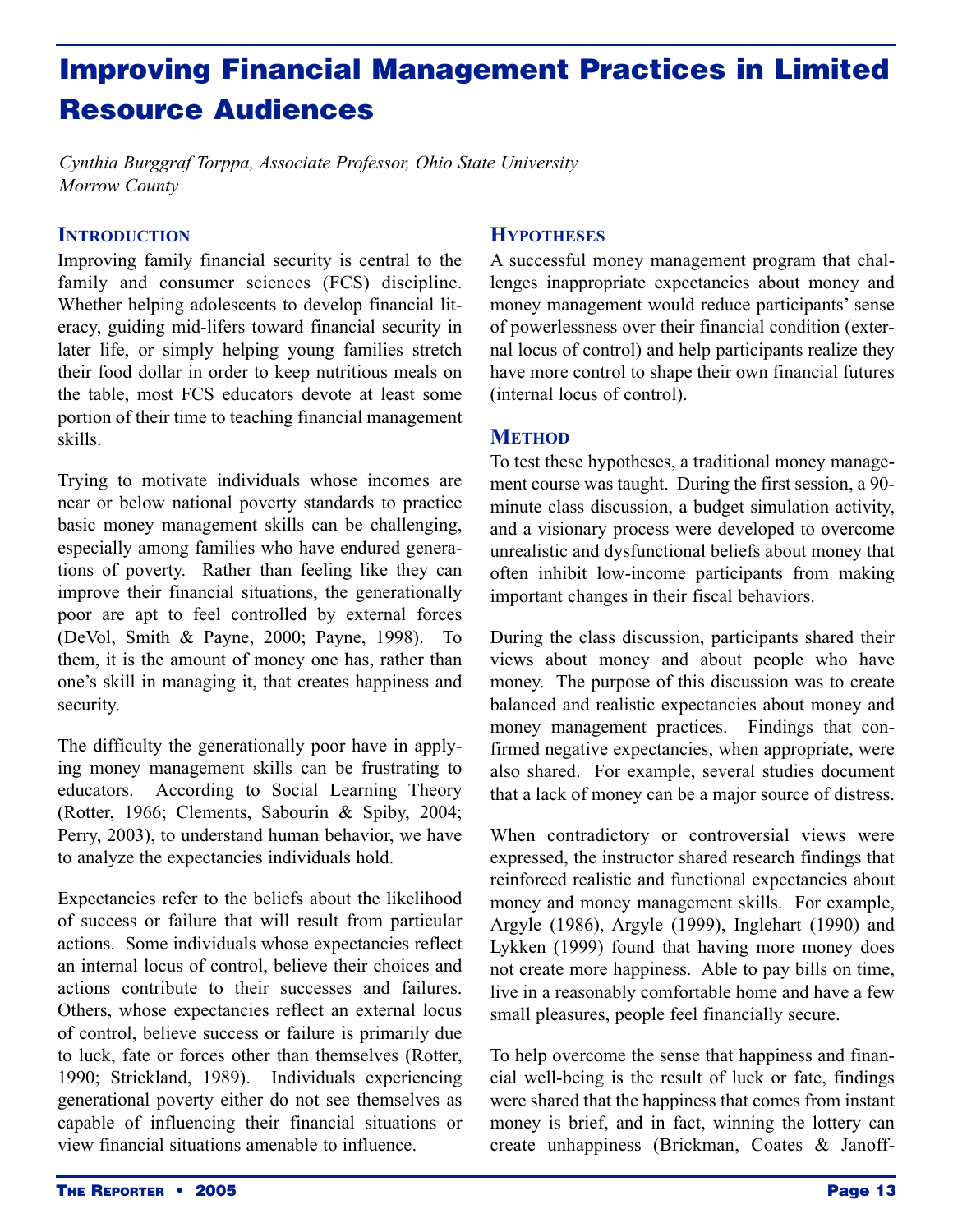# Improving Financial Management Practices in Limited Resource Audiences

*Cynthia Burggraf Torppa, Associate Professor, Ohio State University Morrow County*

## Introduction

Improving family financial security is central to the family and consumer sciences (FCS) discipline. Whether helping adolescents to develop financial literacy, guiding mid-lifers toward financial security in later life, or simply helping young families stretch their food dollar in order to keep nutritious meals on the table, most FCS educators devote at least some portion of their time to teaching financial management skills.

Trying to motivate individuals whose incomes are near or below national poverty standards to practice basic money management skills can be challenging, especially among families who have endured generations of poverty. Rather than feeling like they can improve their financial situations, the generationally poor are apt to feel controlled by external forces (DeVol, Smith & Payne, 2000; Payne, 1998). To them, it is the amount of money one has, rather than one's skill in managing it, that creates happiness and security.

The difficulty the generationally poor have in applying money management skills can be frustrating to educators. According to Social Learning Theory (Rotter, 1966; Clements, Sabourin & Spiby, 2004; Perry, 2003), to understand human behavior, we have to analyze the expectancies individuals hold.

Expectancies refer to the beliefs about the likelihood of success or failure that will result from particular actions. Some individuals whose expectancies reflect an internal locus of control, believe their choices and actions contribute to their successes and failures. Others, whose expectancies reflect an external locus of control, believe success or failure is primarily due to luck, fate or forces other than themselves (Rotter, 1990; Strickland, 1989). Individuals experiencing generational poverty either do not see themselves as capable of influencing their financial situations or view financial situations amenable to influence.

## Hypotheses

A successful money management program that challenges inappropriate expectancies about money and money management would reduce participants' sense of powerlessness over their financial condition (external locus of control) and help participants realize they have more control to shape their own financial futures (internal locus of control).

## Method

To test these hypotheses, a traditional money management course was taught. During the first session, a 90-minute class discussion, a budget simulation activity, and a visionary process were developed to overcome unrealistic and dysfunctional beliefs about money that often inhibit low-income participants from making important changes in their fiscal behaviors.

During the class discussion, participants shared their views about money and about people who have money. The purpose of this discussion was to create balanced and realistic expectancies about money and money management practices. Findings that confirmed negative expectancies, when appropriate, were also shared. For example, several studies document that a lack of money can be a major source of distress.

When contradictory or controversial views were expressed, the instructor shared research findings that reinforced realistic and functional expectancies about money and money management skills. For example, Argyle (1986), Argyle (1999), Inglehart (1990) and Lykken (1999) found that having more money does not create more happiness. Able to pay bills on time, live in a reasonably comfortable home and have a few small pleasures, people feel financially secure.

To help overcome the sense that happiness and financial well-being is the result of luck or fate, findings were shared that the happiness that comes from instant money is brief, and in fact, winning the lottery can create unhappiness (Brickman, Coates & Janoff-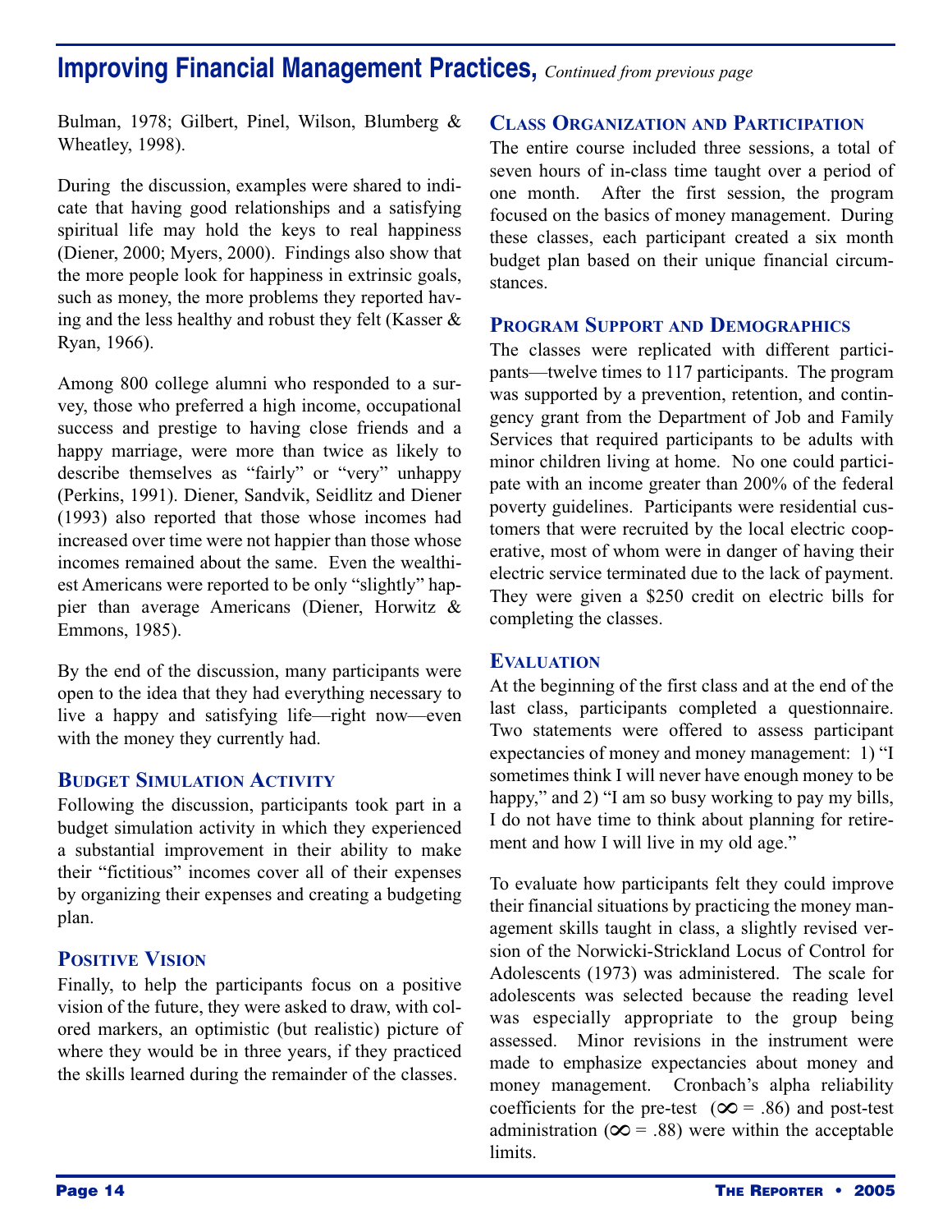Bulman, 1978; Gilbert, Pinel, Wilson, Blumberg & Wheatley, 1998).

During the discussion, examples were shared to indicate that having good relationships and a satisfying spiritual life may hold the keys to real happiness (Diener, 2000; Myers, 2000). Findings also show that the more people look for happiness in extrinsic goals, such as money, the more problems they reported having and the less healthy and robust they felt (Kasser & Ryan, 1966).

Among 800 college alumni who responded to a survey, those who preferred a high income, occupational success and prestige to having close friends and a happy marriage, were more than twice as likely to describe themselves as "fairly" or "very" unhappy (Perkins, 1991). Diener, Sandvik, Seidlitz and Diener (1993) also reported that those whose incomes had increased over time were not happier than those whose incomes remained about the same. Even the wealthiest Americans were reported to be only "slightly" happier than average Americans (Diener, Horwitz & Emmons, 1985).

By the end of the discussion, many participants were open to the idea that they had everything necessary to live a happy and satisfying life—right now—even with the money they currently had.

### Budget Simulation Activity

Following the discussion, participants took part in a budget simulation activity in which they experienced a substantial improvement in their ability to make their "fictitious" incomes cover all of their expenses by organizing their expenses and creating a budgeting plan.

### Positive Vision

Finally, to help the participants focus on a positive vision of the future, they were asked to draw, with colored markers, an optimistic (but realistic) picture of where they would be in three years, if they practiced the skills learned during the remainder of the classes.

### Class Organization and Participation

The entire course included three sessions, a total of seven hours of in-class time taught over a period of one month. After the first session, the program focused on the basics of money management. During these classes, each participant created a six month budget plan based on their unique financial circumstances.

### Program Support and Demographics

The classes were replicated with different participants—twelve times to 117 participants. The program was supported by a prevention, retention, and contingency grant from the Department of Job and Family Services that required participants to be adults with minor children living at home. No one could participate with an income greater than 200% of the federal poverty guidelines. Participants were residential customers that were recruited by the local electric cooperative, most of whom were in danger of having their electric service terminated due to the lack of payment. They were given a $250 credit on electric bills for completing the classes.

### Evaluation

At the beginning of the first class and at the end of the last class, participants completed a questionnaire. Two statements were offered to assess participant expectancies of money and money management: 1) "I sometimes think I will never have enough money to be happy," and 2) "I am so busy working to pay my bills, I do not have time to think about planning for retirement and how I will live in my old age."

To evaluate how participants felt they could improve their financial situations by practicing the money management skills taught in class, a slightly revised version of the Norwicki-Strickland Locus of Control for Adolescents (1973) was administered. The scale for adolescents was selected because the reading level was especially appropriate to the group being assessed. Minor revisions in the instrument were made to emphasize expectancies about money and money management. Cronbach's alpha reliability coefficients for the pre-test ($\infty = .86$) and post-test administration ($\infty = .88$) were within the acceptable limits.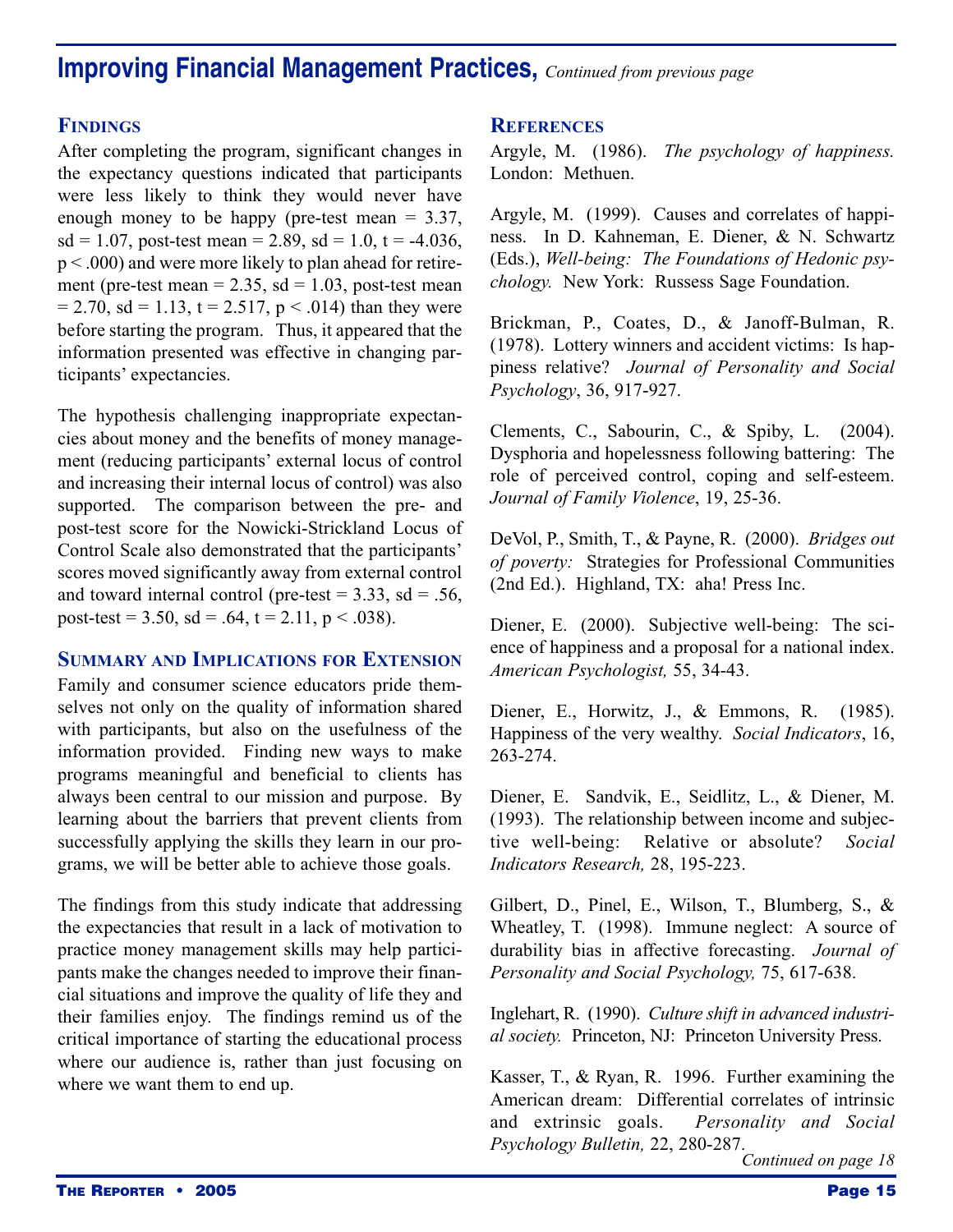## Improving Financial Management Practices, *Continued from previous page*

### Findings

After completing the program, significant changes in the expectancy questions indicated that participants were less likely to think they would never have enough money to be happy (pre-test mean = 3.37, sd = 1.07, post-test mean = 2.89, sd = 1.0, $t = -4.036$, $p < .000$) and were more likely to plan ahead for retirement (pre-test mean = 2.35, sd = 1.03, post-test mean = 2.70, sd = 1.13, $t = 2.517$, $p < .014$) than they were before starting the program. Thus, it appeared that the information presented was effective in changing participants' expectancies.

The hypothesis challenging inappropriate expectancies about money and the benefits of money management (reducing participants' external locus of control and increasing their internal locus of control) was also supported. The comparison between the pre- and post-test score for the Nowicki-Strickland Locus of Control Scale also demonstrated that the participants' scores moved significantly away from external control and toward internal control (pre-test = 3.33, sd = .56, post-test = 3.50, sd = .64, $t = 2.11$, $p < .038$).

### Summary and Implications for Extension

Family and consumer science educators pride themselves not only on the quality of information shared with participants, but also on the usefulness of the information provided. Finding new ways to make programs meaningful and beneficial to clients has always been central to our mission and purpose. By learning about the barriers that prevent clients from successfully applying the skills they learn in our programs, we will be better able to achieve those goals.

The findings from this study indicate that addressing the expectancies that result in a lack of motivation to practice money management skills may help participants make the changes needed to improve their financial situations and improve the quality of life they and their families enjoy. The findings remind us of the critical importance of starting the educational process where our audience is, rather than just focusing on where we want them to end up.

### References

Argyle, M. (1986). *The psychology of happiness.* London: Methuen.

Argyle, M. (1999). Causes and correlates of happiness. In D. Kahneman, E. Diener, & N. Schwartz (Eds.), *Well-being: The Foundations of Hedonic psychology.* New York: Russess Sage Foundation.

Brickman, P., Coates, D., & Janoff-Bulman, R. (1978). Lottery winners and accident victims: Is happiness relative? *Journal of Personality and Social Psychology*, 36, 917-927.

Clements, C., Sabourin, C., & Spiby, L. (2004). Dysphoria and hopelessness following battering: The role of perceived control, coping and self-esteem. *Journal of Family Violence*, 19, 25-36.

DeVol, P., Smith, T., & Payne, R. (2000). *Bridges out of poverty:* Strategies for Professional Communities (2nd Ed.). Highland, TX: aha! Press Inc.

Diener, E. (2000). Subjective well-being: The science of happiness and a proposal for a national index. *American Psychologist,* 55, 34-43.

Diener, E., Horwitz, J., & Emmons, R. (1985). Happiness of the very wealthy. *Social Indicators*, 16, 263-274.

Diener, E. Sandvik, E., Seidlitz, L., & Diener, M. (1993). The relationship between income and subjective well-being: Relative or absolute? *Social Indicators Research,* 28, 195-223.

Gilbert, D., Pinel, E., Wilson, T., Blumberg, S., & Wheatley, T. (1998). Immune neglect: A source of durability bias in affective forecasting. *Journal of Personality and Social Psychology,* 75, 617-638.

Inglehart, R. (1990). *Culture shift in advanced industrial society.* Princeton, NJ: Princeton University Press.

Kasser, T., & Ryan, R. 1996. Further examining the American dream: Differential correlates of intrinsic and extrinsic goals. *Personality and Social Psychology Bulletin,* 22, 280-287.

*Continued on page 18*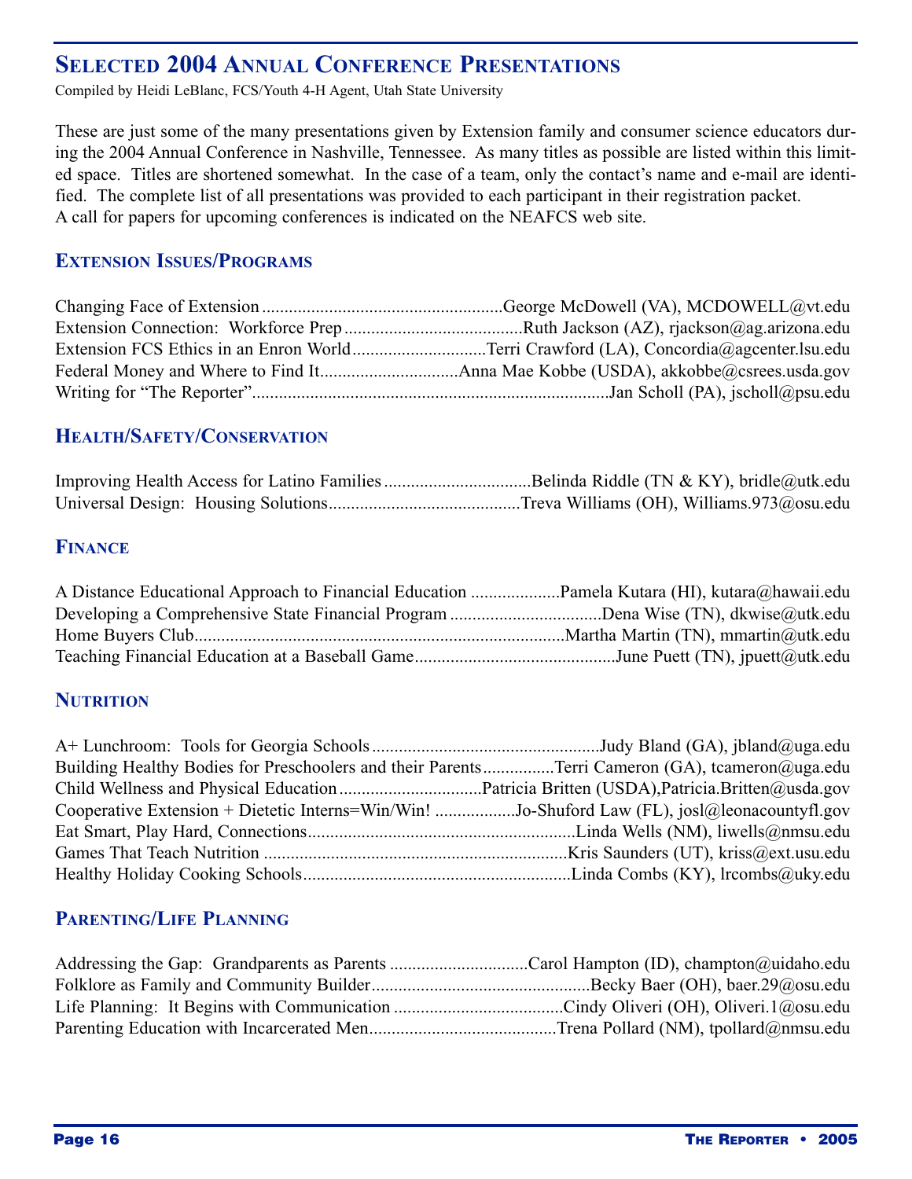## Selected 2004 Annual Conference Presentations

Compiled by Heidi LeBlanc, FCS/Youth 4-H Agent, Utah State University

These are just some of the many presentations given by Extension family and consumer science educators during the 2004 Annual Conference in Nashville, Tennessee. As many titles as possible are listed within this limited space. Titles are shortened somewhat. In the case of a team, only the contact's name and e-mail are identified. The complete list of all presentations was provided to each participant in their registration packet. A call for papers for upcoming conferences is indicated on the NEAFCS web site.

### Extension Issues/Programs

Changing Face of Extension ...................................................George McDowell (VA), MCDOWELL@vt.edu
Extension Connection: Workforce Prep .......................................Ruth Jackson (AZ), rjackson@ag.arizona.edu
Extension FCS Ethics in an Enron World.............................Terri Crawford (LA), Concordia@agcenter.lsu.edu
Federal Money and Where to Find It..............................Anna Mae Kobbe (USDA), akkobbe@csrees.usda.gov
Writing for "The Reporter"...............................................................................Jan Scholl (PA), jscholl@psu.edu

### Health/Safety/Conservation

Improving Health Access for Latino Families ................................Belinda Riddle (TN & KY), bridle@utk.edu
Universal Design: Housing Solutions...........................................Treva Williams (OH), Williams.973@osu.edu

### Finance

A Distance Educational Approach to Financial Education ...................Pamela Kutara (HI), kutara@hawaii.edu
Developing a Comprehensive State Financial Program .................................Dena Wise (TN), dkwise@utk.edu
Home Buyers Club..................................................................................Martha Martin (TN), mmartin@utk.edu
Teaching Financial Education at a Baseball Game............................................June Puett (TN), jpuett@utk.edu

### Nutrition

A+ Lunchroom: Tools for Georgia Schools ..................................................Judy Bland (GA), jbland@uga.edu
Building Healthy Bodies for Preschoolers and their Parents...............Terri Cameron (GA), tcameron@uga.edu
Child Wellness and Physical Education ...............................Patricia Britten (USDA),Patricia.Britten@usda.gov
Cooperative Extension + Dietetic Interns=Win/Win! .................Jo-Shuford Law (FL), josl@leonacountyfl.gov
Eat Smart, Play Hard, Connections...........................................................Linda Wells (NM), liwells@nmsu.edu
Games That Teach Nutrition ...................................................................Kris Saunders (UT), kriss@ext.usu.edu
Healthy Holiday Cooking Schools...........................................................Linda Combs (KY), lrcombs@uky.edu

### Parenting/Life Planning

Addressing the Gap: Grandparents as Parents ..............................Carol Hampton (ID), champton@uidaho.edu
Folklore as Family and Community Builder................................................Becky Baer (OH), baer.29@osu.edu
Life Planning: It Begins with Communication .....................................Cindy Oliveri (OH), Oliveri.1@osu.edu
Parenting Education with Incarcerated Men.........................................Trena Pollard (NM), tpollard@nmsu.edu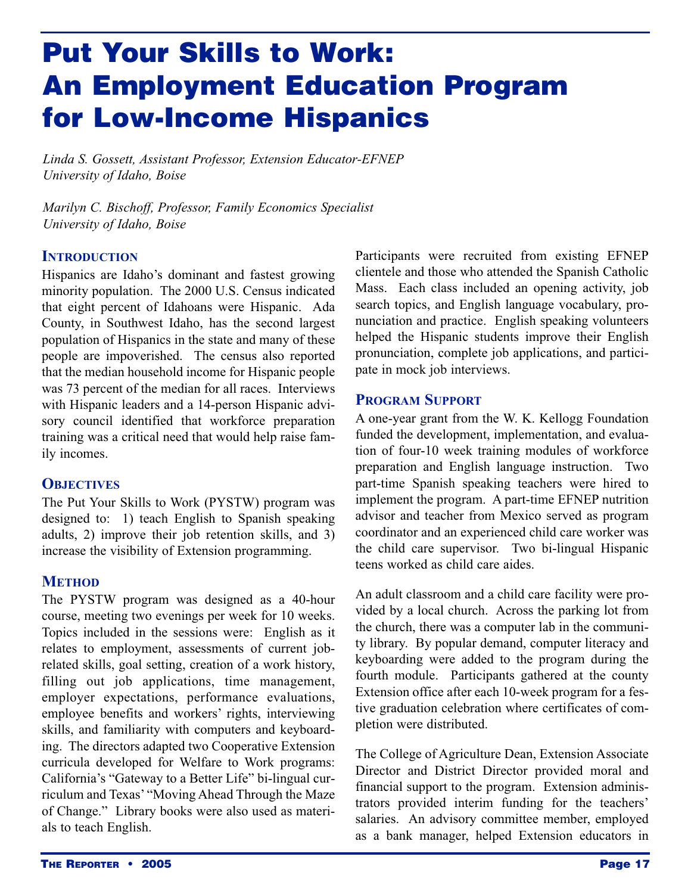# Put Your Skills to Work: An Employment Education Program for Low-Income Hispanics

*Linda S. Gossett, Assistant Professor, Extension Educator-EFNEP*
*University of Idaho, Boise*

*Marilyn C. Bischoff, Professor, Family Economics Specialist*
*University of Idaho, Boise*

## Introduction

Hispanics are Idaho's dominant and fastest growing minority population. The 2000 U.S. Census indicated that eight percent of Idahoans were Hispanic. Ada County, in Southwest Idaho, has the second largest population of Hispanics in the state and many of these people are impoverished. The census also reported that the median household income for Hispanic people was 73 percent of the median for all races. Interviews with Hispanic leaders and a 14-person Hispanic advisory council identified that workforce preparation training was a critical need that would help raise family incomes.

## Objectives

The Put Your Skills to Work (PYSTW) program was designed to: 1) teach English to Spanish speaking adults, 2) improve their job retention skills, and 3) increase the visibility of Extension programming.

## Method

The PYSTW program was designed as a 40-hour course, meeting two evenings per week for 10 weeks. Topics included in the sessions were: English as it relates to employment, assessments of current job-related skills, goal setting, creation of a work history, filling out job applications, time management, employer expectations, performance evaluations, employee benefits and workers' rights, interviewing skills, and familiarity with computers and keyboarding. The directors adapted two Cooperative Extension curricula developed for Welfare to Work programs: California's "Gateway to a Better Life" bi-lingual curriculum and Texas' "Moving Ahead Through the Maze of Change." Library books were also used as materials to teach English.

Participants were recruited from existing EFNEP clientele and those who attended the Spanish Catholic Mass. Each class included an opening activity, job search topics, and English language vocabulary, pronunciation and practice. English speaking volunteers helped the Hispanic students improve their English pronunciation, complete job applications, and participate in mock job interviews.

## Program Support

A one-year grant from the W. K. Kellogg Foundation funded the development, implementation, and evaluation of four-10 week training modules of workforce preparation and English language instruction. Two part-time Spanish speaking teachers were hired to implement the program. A part-time EFNEP nutrition advisor and teacher from Mexico served as program coordinator and an experienced child care worker was the child care supervisor. Two bi-lingual Hispanic teens worked as child care aides.

An adult classroom and a child care facility were provided by a local church. Across the parking lot from the church, there was a computer lab in the community library. By popular demand, computer literacy and keyboarding were added to the program during the fourth module. Participants gathered at the county Extension office after each 10-week program for a festive graduation celebration where certificates of completion were distributed.

The College of Agriculture Dean, Extension Associate Director and District Director provided moral and financial support to the program. Extension administrators provided interim funding for the teachers' salaries. An advisory committee member, employed as a bank manager, helped Extension educators in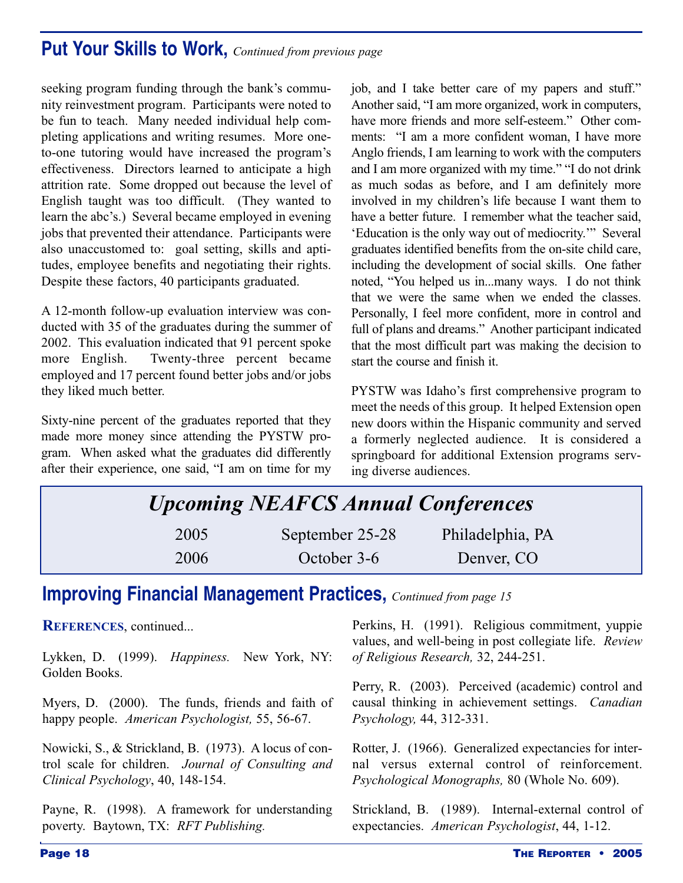## Put Your Skills to Work, *Continued from previous page*

seeking program funding through the bank's community reinvestment program. Participants were noted to be fun to teach. Many needed individual help completing applications and writing resumes. More one-to-one tutoring would have increased the program's effectiveness. Directors learned to anticipate a high attrition rate. Some dropped out because the level of English taught was too difficult. (They wanted to learn the abc's.) Several became employed in evening jobs that prevented their attendance. Participants were also unaccustomed to: goal setting, skills and aptitudes, employee benefits and negotiating their rights. Despite these factors, 40 participants graduated.

A 12-month follow-up evaluation interview was conducted with 35 of the graduates during the summer of 2002. This evaluation indicated that 91 percent spoke more English. Twenty-three percent became employed and 17 percent found better jobs and/or jobs they liked much better.

Sixty-nine percent of the graduates reported that they made more money since attending the PYSTW program. When asked what the graduates did differently after their experience, one said, "I am on time for my job, and I take better care of my papers and stuff." Another said, "I am more organized, work in computers, have more friends and more self-esteem." Other comments: "I am a more confident woman, I have more Anglo friends, I am learning to work with the computers and I am more organized with my time." "I do not drink as much sodas as before, and I am definitely more involved in my children's life because I want them to have a better future. I remember what the teacher said, 'Education is the only way out of mediocrity.'" Several graduates identified benefits from the on-site child care, including the development of social skills. One father noted, "You helped us in...many ways. I do not think that we were the same when we ended the classes. Personally, I feel more confident, more in control and full of plans and dreams." Another participant indicated that the most difficult part was making the decision to start the course and finish it.

PYSTW was Idaho's first comprehensive program to meet the needs of this group. It helped Extension open new doors within the Hispanic community and served a formerly neglected audience. It is considered a springboard for additional Extension programs serving diverse audiences.

## *Upcoming NEAFCS Annual Conferences*

| | | |
|---|---|---|
| 2005 | September 25-28 | Philadelphia, PA |
| 2006 | October 3-6 | Denver, CO |

## Improving Financial Management Practices, *Continued from page 15*

**References**, continued...

Lykken, D. (1999). *Happiness.* New York, NY: Golden Books.

Myers, D. (2000). The funds, friends and faith of happy people. *American Psychologist,* 55, 56-67.

Nowicki, S., & Strickland, B. (1973). A locus of control scale for children. *Journal of Consulting and Clinical Psychology*, 40, 148-154.

Payne, R. (1998). A framework for understanding poverty. Baytown, TX: *RFT Publishing.*

Perkins, H. (1991). Religious commitment, yuppie values, and well-being in post collegiate life. *Review of Religious Research,* 32, 244-251.

Perry, R. (2003). Perceived (academic) control and causal thinking in achievement settings. *Canadian Psychology,* 44, 312-331.

Rotter, J. (1966). Generalized expectancies for internal versus external control of reinforcement. *Psychological Monographs,* 80 (Whole No. 609).

Strickland, B. (1989). Internal-external control of expectancies. *American Psychologist*, 44, 1-12.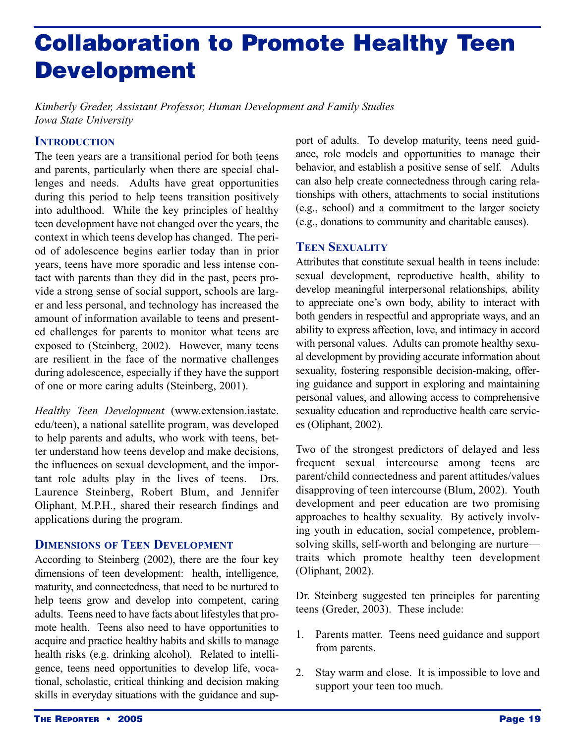# Collaboration to Promote Healthy Teen Development

*Kimberly Greder, Assistant Professor, Human Development and Family Studies*
*Iowa State University*

## Introduction

The teen years are a transitional period for both teens and parents, particularly when there are special challenges and needs. Adults have great opportunities during this period to help teens transition positively into adulthood. While the key principles of healthy teen development have not changed over the years, the context in which teens develop has changed. The period of adolescence begins earlier today than in prior years, teens have more sporadic and less intense contact with parents than they did in the past, peers provide a strong sense of social support, schools are larger and less personal, and technology has increased the amount of information available to teens and presented challenges for parents to monitor what teens are exposed to (Steinberg, 2002). However, many teens are resilient in the face of the normative challenges during adolescence, especially if they have the support of one or more caring adults (Steinberg, 2001).

*Healthy Teen Development* (www.extension.iastate.edu/teen), a national satellite program, was developed to help parents and adults, who work with teens, better understand how teens develop and make decisions, the influences on sexual development, and the important role adults play in the lives of teens. Drs. Laurence Steinberg, Robert Blum, and Jennifer Oliphant, M.P.H., shared their research findings and applications during the program.

## Dimensions of Teen Development

According to Steinberg (2002), there are the four key dimensions of teen development: health, intelligence, maturity, and connectedness, that need to be nurtured to help teens grow and develop into competent, caring adults. Teens need to have facts about lifestyles that promote health. Teens also need to have opportunities to acquire and practice healthy habits and skills to manage health risks (e.g. drinking alcohol). Related to intelligence, teens need opportunities to develop life, vocational, scholastic, critical thinking and decision making skills in everyday situations with the guidance and support of adults. To develop maturity, teens need guidance, role models and opportunities to manage their behavior, and establish a positive sense of self. Adults can also help create connectedness through caring relationships with others, attachments to social institutions (e.g., school) and a commitment to the larger society (e.g., donations to community and charitable causes).

## Teen Sexuality

Attributes that constitute sexual health in teens include: sexual development, reproductive health, ability to develop meaningful interpersonal relationships, ability to appreciate one's own body, ability to interact with both genders in respectful and appropriate ways, and an ability to express affection, love, and intimacy in accord with personal values. Adults can promote healthy sexual development by providing accurate information about sexuality, fostering responsible decision-making, offering guidance and support in exploring and maintaining personal values, and allowing access to comprehensive sexuality education and reproductive health care services (Oliphant, 2002).

Two of the strongest predictors of delayed and less frequent sexual intercourse among teens are parent/child connectedness and parent attitudes/values disapproving of teen intercourse (Blum, 2002). Youth development and peer education are two promising approaches to healthy sexuality. By actively involving youth in education, social competence, problem-solving skills, self-worth and belonging are nurture—traits which promote healthy teen development (Oliphant, 2002).

Dr. Steinberg suggested ten principles for parenting teens (Greder, 2003). These include:

1. Parents matter. Teens need guidance and support from parents.
2. Stay warm and close. It is impossible to love and support your teen too much.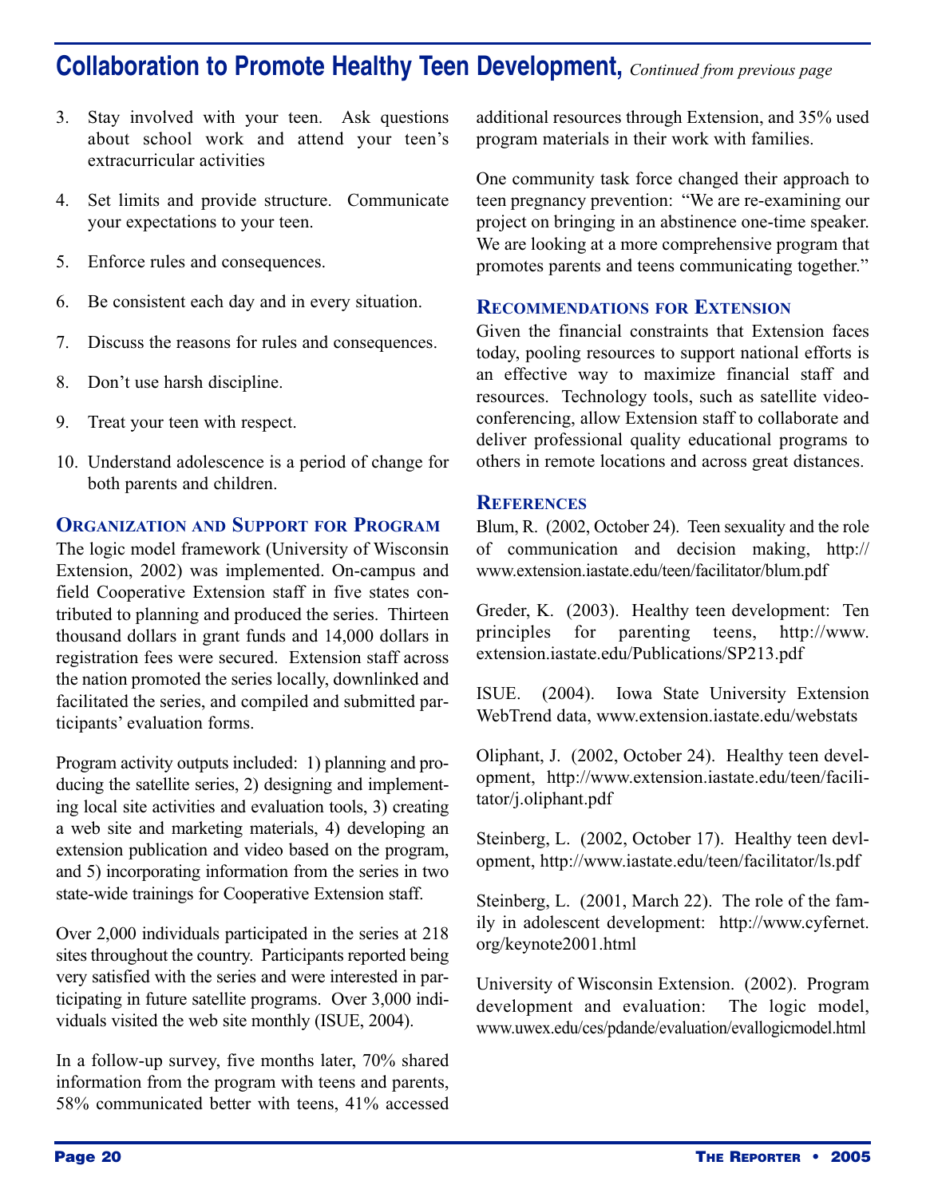## Collaboration to Promote Healthy Teen Development, *Continued from previous page*

3. Stay involved with your teen. Ask questions about school work and attend your teen's extracurricular activities

4. Set limits and provide structure. Communicate your expectations to your teen.

5. Enforce rules and consequences.

6. Be consistent each day and in every situation.

7. Discuss the reasons for rules and consequences.

8. Don't use harsh discipline.

9. Treat your teen with respect.

10. Understand adolescence is a period of change for both parents and children.

### Organization and Support for Program

The logic model framework (University of Wisconsin Extension, 2002) was implemented. On-campus and field Cooperative Extension staff in five states contributed to planning and produced the series. Thirteen thousand dollars in grant funds and 14,000 dollars in registration fees were secured. Extension staff across the nation promoted the series locally, downlinked and facilitated the series, and compiled and submitted participants' evaluation forms.

Program activity outputs included: 1) planning and producing the satellite series, 2) designing and implementing local site activities and evaluation tools, 3) creating a web site and marketing materials, 4) developing an extension publication and video based on the program, and 5) incorporating information from the series in two state-wide trainings for Cooperative Extension staff.

Over 2,000 individuals participated in the series at 218 sites throughout the country. Participants reported being very satisfied with the series and were interested in participating in future satellite programs. Over 3,000 individuals visited the web site monthly (ISUE, 2004).

In a follow-up survey, five months later, 70% shared information from the program with teens and parents, 58% communicated better with teens, 41% accessed additional resources through Extension, and 35% used program materials in their work with families.

One community task force changed their approach to teen pregnancy prevention: "We are re-examining our project on bringing in an abstinence one-time speaker. We are looking at a more comprehensive program that promotes parents and teens communicating together."

### Recommendations for Extension

Given the financial constraints that Extension faces today, pooling resources to support national efforts is an effective way to maximize financial staff and resources. Technology tools, such as satellite videoconferencing, allow Extension staff to collaborate and deliver professional quality educational programs to others in remote locations and across great distances.

### References

Blum, R. (2002, October 24). Teen sexuality and the role of communication and decision making, http://www.extension.iastate.edu/teen/facilitator/blum.pdf

Greder, K. (2003). Healthy teen development: Ten principles for parenting teens, http://www.extension.iastate.edu/Publications/SP213.pdf

ISUE. (2004). Iowa State University Extension WebTrend data, www.extension.iastate.edu/webstats

Oliphant, J. (2002, October 24). Healthy teen development, http://www.extension.iastate.edu/teen/facilitator/j.oliphant.pdf

Steinberg, L. (2002, October 17). Healthy teen devlopment, http://www.iastate.edu/teen/facilitator/ls.pdf

Steinberg, L. (2001, March 22). The role of the family in adolescent development: http://www.cyfernet.org/keynote2001.html

University of Wisconsin Extension. (2002). Program development and evaluation: The logic model, www.uwex.edu/ces/pdande/evaluation/evallogicmodel.html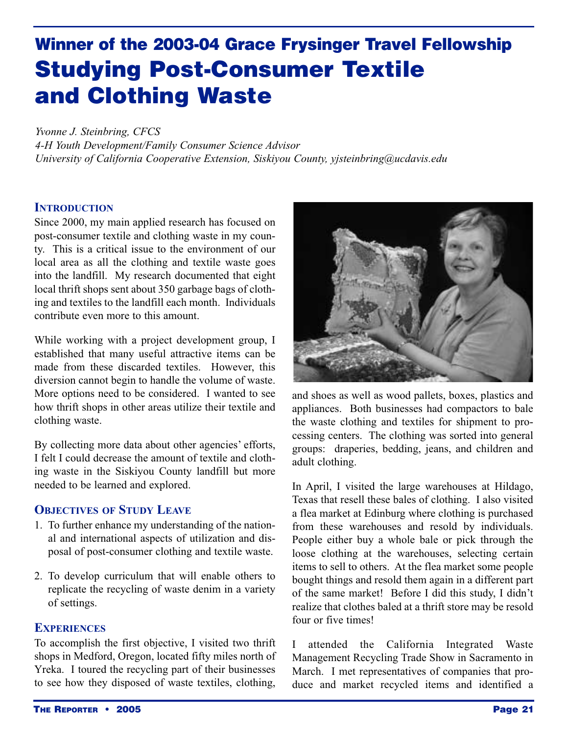# Winner of the 2003-04 Grace Frysinger Travel Fellowship

# Studying Post-Consumer Textile and Clothing Waste

*Yvonne J. Steinbring, CFCS*
*4-H Youth Development/Family Consumer Science Advisor*
*University of California Cooperative Extension, Siskiyou County, yjsteinbring@ucdavis.edu*

## Introduction

Since 2000, my main applied research has focused on post-consumer textile and clothing waste in my county. This is a critical issue to the environment of our local area as all the clothing and textile waste goes into the landfill. My research documented that eight local thrift shops sent about 350 garbage bags of clothing and textiles to the landfill each month. Individuals contribute even more to this amount.

While working with a project development group, I established that many useful attractive items can be made from these discarded textiles. However, this diversion cannot begin to handle the volume of waste. More options need to be considered. I wanted to see how thrift shops in other areas utilize their textile and clothing waste.

By collecting more data about other agencies' efforts, I felt I could decrease the amount of textile and clothing waste in the Siskiyou County landfill but more needed to be learned and explored.

## Objectives of Study Leave

1. To further enhance my understanding of the national and international aspects of utilization and disposal of post-consumer clothing and textile waste.
2. To develop curriculum that will enable others to replicate the recycling of waste denim in a variety of settings.

## Experiences

To accomplish the first objective, I visited two thrift shops in Medford, Oregon, located fifty miles north of Yreka. I toured the recycling part of their businesses to see how they disposed of waste textiles, clothing, and shoes as well as wood pallets, boxes, plastics and appliances. Both businesses had compactors to bale the waste clothing and textiles for shipment to processing centers. The clothing was sorted into general groups: draperies, bedding, jeans, and children and adult clothing.

In April, I visited the large warehouses at Hildago, Texas that resell these bales of clothing. I also visited a flea market at Edinburg where clothing is purchased from these warehouses and resold by individuals. People either buy a whole bale or pick through the loose clothing at the warehouses, selecting certain items to sell to others. At the flea market some people bought things and resold them again in a different part of the same market! Before I did this study, I didn't realize that clothes baled at a thrift store may be resold four or five times!

I attended the California Integrated Waste Management Recycling Trade Show in Sacramento in March. I met representatives of companies that produce and market recycled items and identified a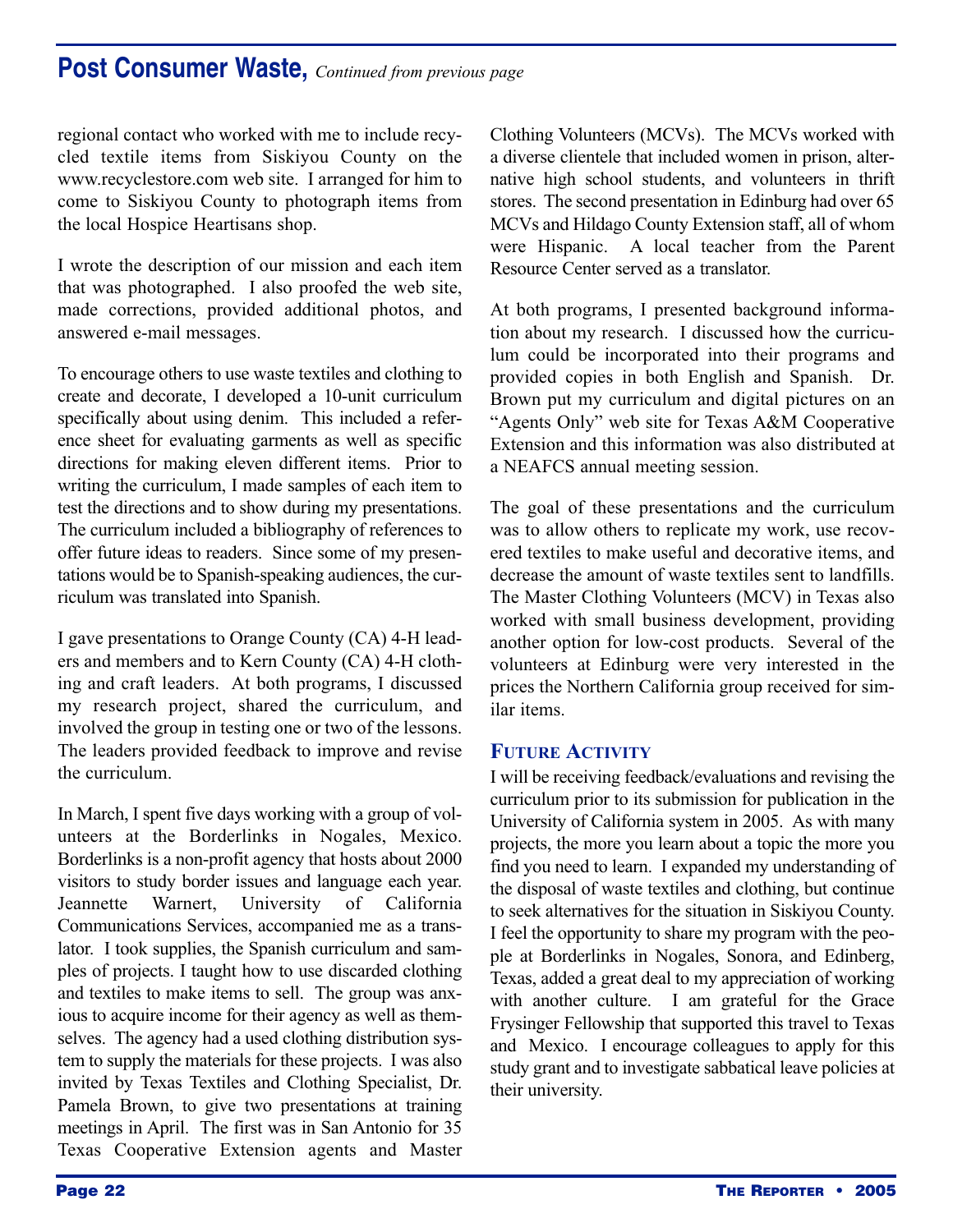## Post Consumer Waste, *Continued from previous page*

regional contact who worked with me to include recycled textile items from Siskiyou County on the www.recyclestore.com web site. I arranged for him to come to Siskiyou County to photograph items from the local Hospice Heartisans shop.

I wrote the description of our mission and each item that was photographed. I also proofed the web site, made corrections, provided additional photos, and answered e-mail messages.

To encourage others to use waste textiles and clothing to create and decorate, I developed a 10-unit curriculum specifically about using denim. This included a reference sheet for evaluating garments as well as specific directions for making eleven different items. Prior to writing the curriculum, I made samples of each item to test the directions and to show during my presentations. The curriculum included a bibliography of references to offer future ideas to readers. Since some of my presentations would be to Spanish-speaking audiences, the curriculum was translated into Spanish.

I gave presentations to Orange County (CA) 4-H leaders and members and to Kern County (CA) 4-H clothing and craft leaders. At both programs, I discussed my research project, shared the curriculum, and involved the group in testing one or two of the lessons. The leaders provided feedback to improve and revise the curriculum.

In March, I spent five days working with a group of volunteers at the Borderlinks in Nogales, Mexico. Borderlinks is a non-profit agency that hosts about 2000 visitors to study border issues and language each year. Jeannette Warnert, University of California Communications Services, accompanied me as a translator. I took supplies, the Spanish curriculum and samples of projects. I taught how to use discarded clothing and textiles to make items to sell. The group was anxious to acquire income for their agency as well as themselves. The agency had a used clothing distribution system to supply the materials for these projects. I was also invited by Texas Textiles and Clothing Specialist, Dr. Pamela Brown, to give two presentations at training meetings in April. The first was in San Antonio for 35 Texas Cooperative Extension agents and Master Clothing Volunteers (MCVs). The MCVs worked with a diverse clientele that included women in prison, alternative high school students, and volunteers in thrift stores. The second presentation in Edinburg had over 65 MCVs and Hildago County Extension staff, all of whom were Hispanic. A local teacher from the Parent Resource Center served as a translator.

At both programs, I presented background information about my research. I discussed how the curriculum could be incorporated into their programs and provided copies in both English and Spanish. Dr. Brown put my curriculum and digital pictures on an "Agents Only" web site for Texas A&M Cooperative Extension and this information was also distributed at a NEAFCS annual meeting session.

The goal of these presentations and the curriculum was to allow others to replicate my work, use recovered textiles to make useful and decorative items, and decrease the amount of waste textiles sent to landfills. The Master Clothing Volunteers (MCV) in Texas also worked with small business development, providing another option for low-cost products. Several of the volunteers at Edinburg were very interested in the prices the Northern California group received for similar items.

### Future Activity

I will be receiving feedback/evaluations and revising the curriculum prior to its submission for publication in the University of California system in 2005. As with many projects, the more you learn about a topic the more you find you need to learn. I expanded my understanding of the disposal of waste textiles and clothing, but continue to seek alternatives for the situation in Siskiyou County. I feel the opportunity to share my program with the people at Borderlinks in Nogales, Sonora, and Edinberg, Texas, added a great deal to my appreciation of working with another culture. I am grateful for the Grace Frysinger Fellowship that supported this travel to Texas and Mexico. I encourage colleagues to apply for this study grant and to investigate sabbatical leave policies at their university.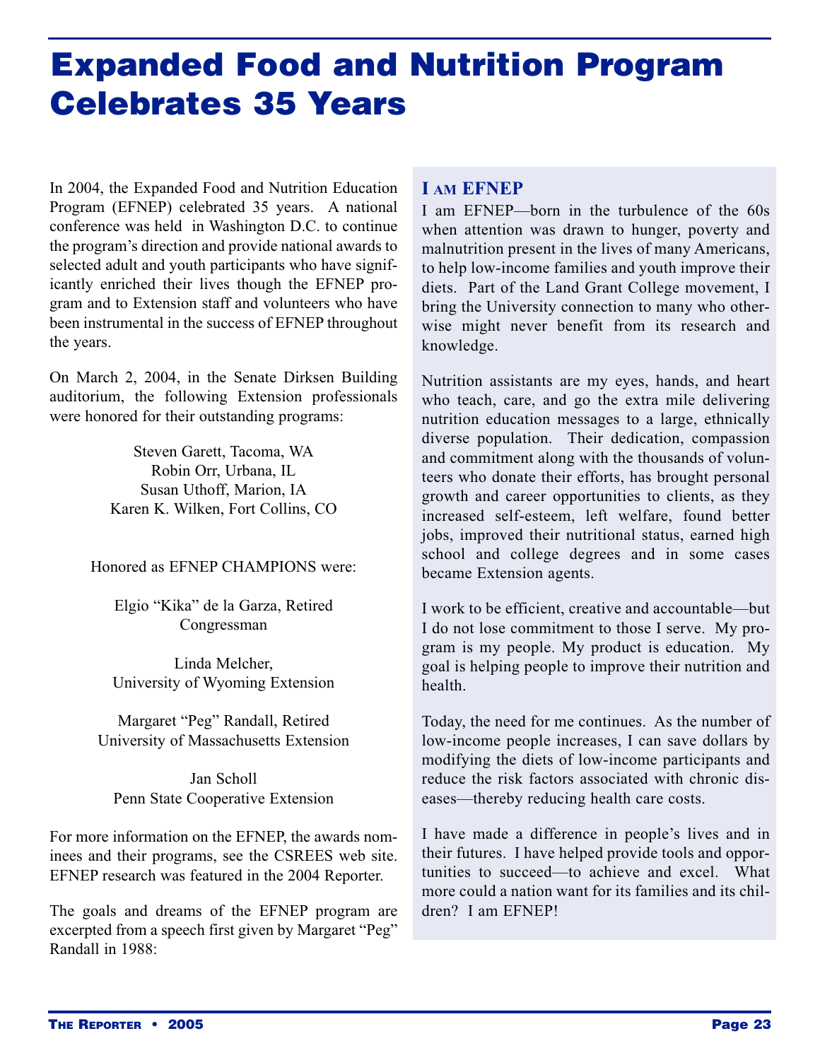# Expanded Food and Nutrition Program Celebrates 35 Years

In 2004, the Expanded Food and Nutrition Education Program (EFNEP) celebrated 35 years. A national conference was held in Washington D.C. to continue the program's direction and provide national awards to selected adult and youth participants who have significantly enriched their lives though the EFNEP program and to Extension staff and volunteers who have been instrumental in the success of EFNEP throughout the years.

On March 2, 2004, in the Senate Dirksen Building auditorium, the following Extension professionals were honored for their outstanding programs:

Steven Garett, Tacoma, WA
Robin Orr, Urbana, IL
Susan Uthoff, Marion, IA
Karen K. Wilken, Fort Collins, CO

Honored as EFNEP CHAMPIONS were:

Elgio "Kika" de la Garza, Retired Congressman

Linda Melcher,
University of Wyoming Extension

Margaret "Peg" Randall, Retired
University of Massachusetts Extension

Jan Scholl
Penn State Cooperative Extension

For more information on the EFNEP, the awards nominees and their programs, see the CSREES web site. EFNEP research was featured in the 2004 Reporter.

The goals and dreams of the EFNEP program are excerpted from a speech first given by Margaret "Peg" Randall in 1988:

## I am EFNEP

I am EFNEP—born in the turbulence of the 60s when attention was drawn to hunger, poverty and malnutrition present in the lives of many Americans, to help low-income families and youth improve their diets. Part of the Land Grant College movement, I bring the University connection to many who otherwise might never benefit from its research and knowledge.

Nutrition assistants are my eyes, hands, and heart who teach, care, and go the extra mile delivering nutrition education messages to a large, ethnically diverse population. Their dedication, compassion and commitment along with the thousands of volunteers who donate their efforts, has brought personal growth and career opportunities to clients, as they increased self-esteem, left welfare, found better jobs, improved their nutritional status, earned high school and college degrees and in some cases became Extension agents.

I work to be efficient, creative and accountable—but I do not lose commitment to those I serve. My program is my people. My product is education. My goal is helping people to improve their nutrition and health.

Today, the need for me continues. As the number of low-income people increases, I can save dollars by modifying the diets of low-income participants and reduce the risk factors associated with chronic diseases—thereby reducing health care costs.

I have made a difference in people's lives and in their futures. I have helped provide tools and opportunities to succeed—to achieve and excel. What more could a nation want for its families and its children? I am EFNEP!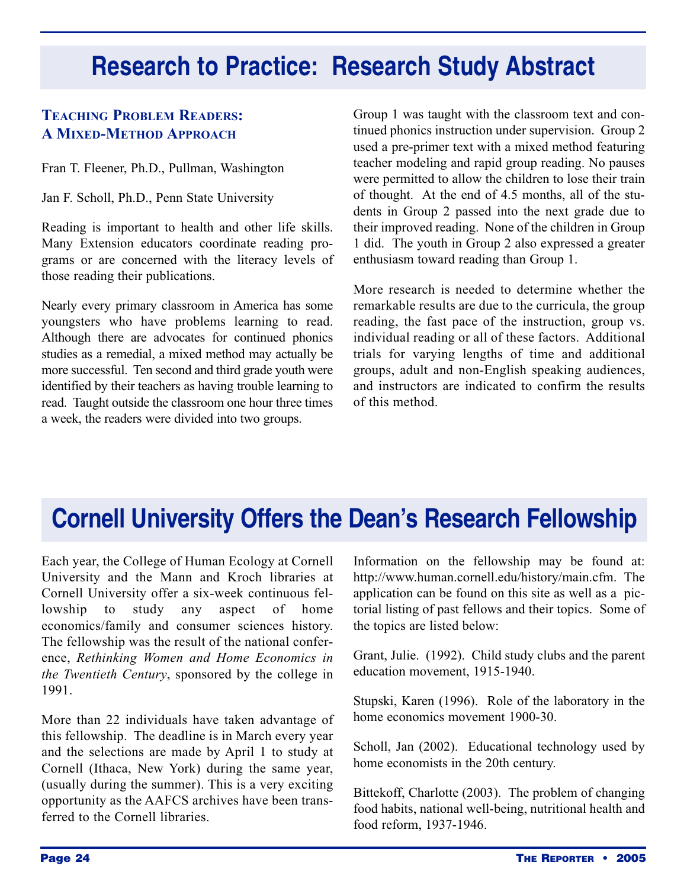# Research to Practice: Research Study Abstract

### Teaching Problem Readers: A Mixed-Method Approach

Fran T. Fleener, Ph.D., Pullman, Washington

Jan F. Scholl, Ph.D., Penn State University

Reading is important to health and other life skills. Many Extension educators coordinate reading programs or are concerned with the literacy levels of those reading their publications.

Nearly every primary classroom in America has some youngsters who have problems learning to read. Although there are advocates for continued phonics studies as a remedial, a mixed method may actually be more successful. Ten second and third grade youth were identified by their teachers as having trouble learning to read. Taught outside the classroom one hour three times a week, the readers were divided into two groups. Group 1 was taught with the classroom text and continued phonics instruction under supervision. Group 2 used a pre-primer text with a mixed method featuring teacher modeling and rapid group reading. No pauses were permitted to allow the children to lose their train of thought. At the end of 4.5 months, all of the students in Group 2 passed into the next grade due to their improved reading. None of the children in Group 1 did. The youth in Group 2 also expressed a greater enthusiasm toward reading than Group 1.

More research is needed to determine whether the remarkable results are due to the curricula, the group reading, the fast pace of the instruction, group vs. individual reading or all of these factors. Additional trials for varying lengths of time and additional groups, adult and non-English speaking audiences, and instructors are indicated to confirm the results of this method.

# Cornell University Offers the Dean's Research Fellowship

Each year, the College of Human Ecology at Cornell University and the Mann and Kroch libraries at Cornell University offer a six-week continuous fellowship to study any aspect of home economics/family and consumer sciences history. The fellowship was the result of the national conference, *Rethinking Women and Home Economics in the Twentieth Century*, sponsored by the college in 1991.

More than 22 individuals have taken advantage of this fellowship. The deadline is in March every year and the selections are made by April 1 to study at Cornell (Ithaca, New York) during the same year, (usually during the summer). This is a very exciting opportunity as the AAFCS archives have been transferred to the Cornell libraries.

Information on the fellowship may be found at: http://www.human.cornell.edu/history/main.cfm. The application can be found on this site as well as a pictorial listing of past fellows and their topics. Some of the topics are listed below:

Grant, Julie. (1992). Child study clubs and the parent education movement, 1915-1940.

Stupski, Karen (1996). Role of the laboratory in the home economics movement 1900-30.

Scholl, Jan (2002). Educational technology used by home economists in the 20th century.

Bittekoff, Charlotte (2003). The problem of changing food habits, national well-being, nutritional health and food reform, 1937-1946.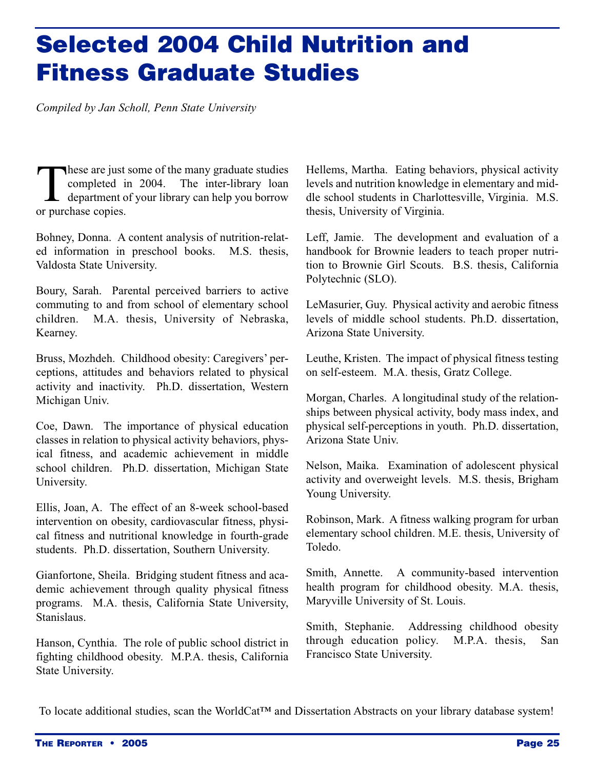# Selected 2004 Child Nutrition and Fitness Graduate Studies

*Compiled by Jan Scholl, Penn State University*

These are just some of the many graduate studies completed in 2004. The inter-library loan department of your library can help you borrow or purchase copies.

Bohney, Donna. A content analysis of nutrition-related information in preschool books. M.S. thesis, Valdosta State University.

Boury, Sarah. Parental perceived barriers to active commuting to and from school of elementary school children. M.A. thesis, University of Nebraska, Kearney.

Bruss, Mozhdeh. Childhood obesity: Caregivers' perceptions, attitudes and behaviors related to physical activity and inactivity. Ph.D. dissertation, Western Michigan Univ.

Coe, Dawn. The importance of physical education classes in relation to physical activity behaviors, physical fitness, and academic achievement in middle school children. Ph.D. dissertation, Michigan State University.

Ellis, Joan, A. The effect of an 8-week school-based intervention on obesity, cardiovascular fitness, physical fitness and nutritional knowledge in fourth-grade students. Ph.D. dissertation, Southern University.

Gianfortone, Sheila. Bridging student fitness and academic achievement through quality physical fitness programs. M.A. thesis, California State University, Stanislaus.

Hanson, Cynthia. The role of public school district in fighting childhood obesity. M.P.A. thesis, California State University.

Hellems, Martha. Eating behaviors, physical activity levels and nutrition knowledge in elementary and middle school students in Charlottesville, Virginia. M.S. thesis, University of Virginia.

Leff, Jamie. The development and evaluation of a handbook for Brownie leaders to teach proper nutrition to Brownie Girl Scouts. B.S. thesis, California Polytechnic (SLO).

LeMasurier, Guy. Physical activity and aerobic fitness levels of middle school students. Ph.D. dissertation, Arizona State University.

Leuthe, Kristen. The impact of physical fitness testing on self-esteem. M.A. thesis, Gratz College.

Morgan, Charles. A longitudinal study of the relationships between physical activity, body mass index, and physical self-perceptions in youth. Ph.D. dissertation, Arizona State Univ.

Nelson, Maika. Examination of adolescent physical activity and overweight levels. M.S. thesis, Brigham Young University.

Robinson, Mark. A fitness walking program for urban elementary school children. M.E. thesis, University of Toledo.

Smith, Annette. A community-based intervention health program for childhood obesity. M.A. thesis, Maryville University of St. Louis.

Smith, Stephanie. Addressing childhood obesity through education policy. M.P.A. thesis, San Francisco State University.

To locate additional studies, scan the WorldCat™ and Dissertation Abstracts on your library database system!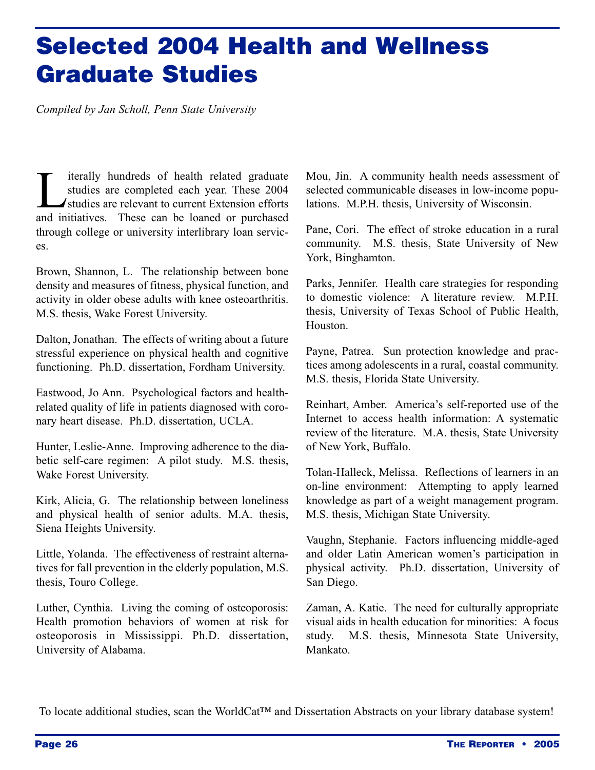# Selected 2004 Health and Wellness Graduate Studies

*Compiled by Jan Scholl, Penn State University*

Literally hundreds of health related graduate studies are completed each year. These 2004 studies are relevant to current Extension efforts and initiatives. These can be loaned or purchased through college or university interlibrary loan services.

Brown, Shannon, L. The relationship between bone density and measures of fitness, physical function, and activity in older obese adults with knee osteoarthritis. M.S. thesis, Wake Forest University.

Dalton, Jonathan. The effects of writing about a future stressful experience on physical health and cognitive functioning. Ph.D. dissertation, Fordham University.

Eastwood, Jo Ann. Psychological factors and health-related quality of life in patients diagnosed with coronary heart disease. Ph.D. dissertation, UCLA.

Hunter, Leslie-Anne. Improving adherence to the diabetic self-care regimen: A pilot study. M.S. thesis, Wake Forest University.

Kirk, Alicia, G. The relationship between loneliness and physical health of senior adults. M.A. thesis, Siena Heights University.

Little, Yolanda. The effectiveness of restraint alternatives for fall prevention in the elderly population, M.S. thesis, Touro College.

Luther, Cynthia. Living the coming of osteoporosis: Health promotion behaviors of women at risk for osteoporosis in Mississippi. Ph.D. dissertation, University of Alabama.

Mou, Jin. A community health needs assessment of selected communicable diseases in low-income populations. M.P.H. thesis, University of Wisconsin.

Pane, Cori. The effect of stroke education in a rural community. M.S. thesis, State University of New York, Binghamton.

Parks, Jennifer. Health care strategies for responding to domestic violence: A literature review. M.P.H. thesis, University of Texas School of Public Health, Houston.

Payne, Patrea. Sun protection knowledge and practices among adolescents in a rural, coastal community. M.S. thesis, Florida State University.

Reinhart, Amber. America's self-reported use of the Internet to access health information: A systematic review of the literature. M.A. thesis, State University of New York, Buffalo.

Tolan-Halleck, Melissa. Reflections of learners in an on-line environment: Attempting to apply learned knowledge as part of a weight management program. M.S. thesis, Michigan State University.

Vaughn, Stephanie. Factors influencing middle-aged and older Latin American women's participation in physical activity. Ph.D. dissertation, University of San Diego.

Zaman, A. Katie. The need for culturally appropriate visual aids in health education for minorities: A focus study. M.S. thesis, Minnesota State University, Mankato.

To locate additional studies, scan the WorldCat™ and Dissertation Abstracts on your library database system!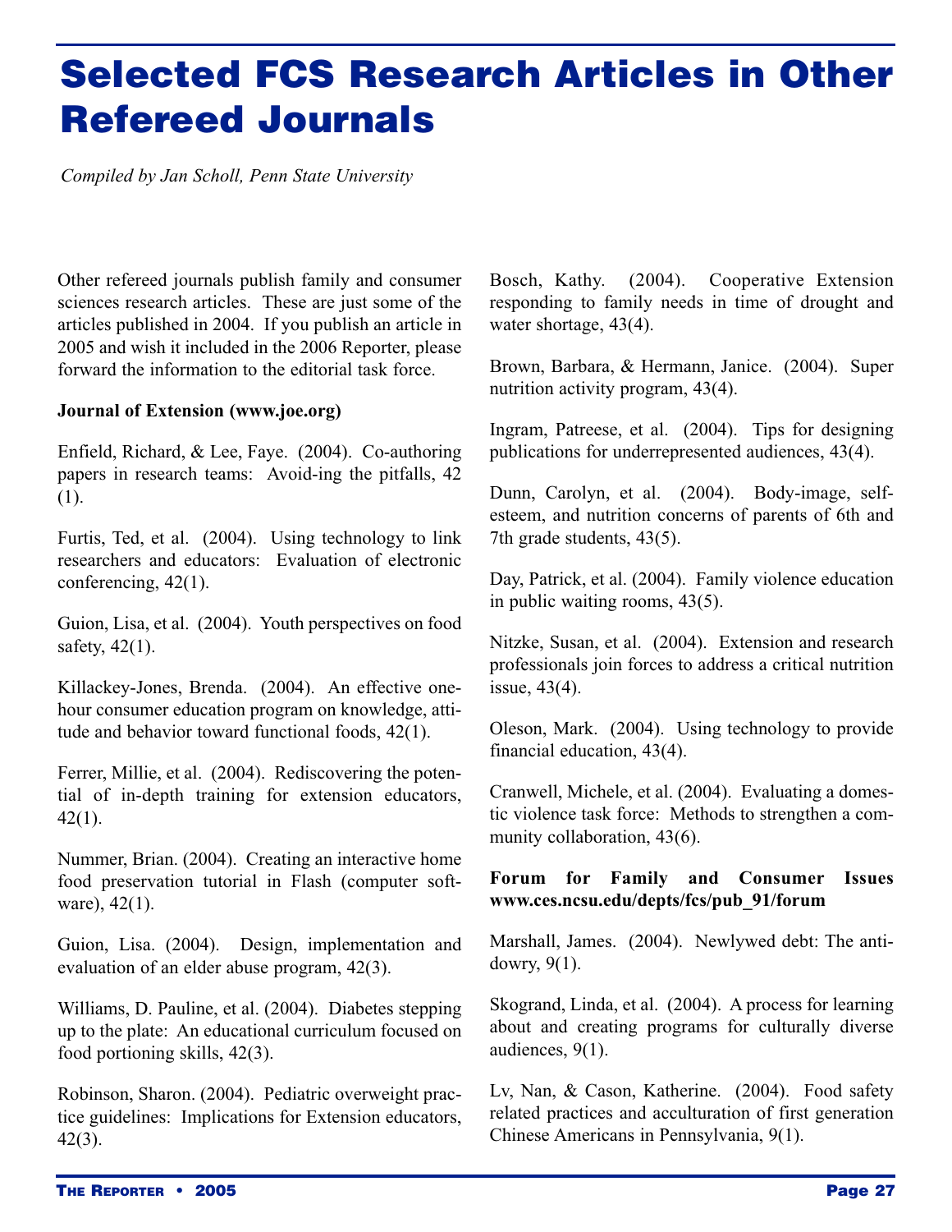# Selected FCS Research Articles in Other Refereed Journals

*Compiled by Jan Scholl, Penn State University*

Other refereed journals publish family and consumer sciences research articles. These are just some of the articles published in 2004. If you publish an article in 2005 and wish it included in the 2006 Reporter, please forward the information to the editorial task force.

**Journal of Extension (www.joe.org)**

Enfield, Richard, & Lee, Faye. (2004). Co-authoring papers in research teams: Avoid-ing the pitfalls, 42 (1).

Furtis, Ted, et al. (2004). Using technology to link researchers and educators: Evaluation of electronic conferencing, 42(1).

Guion, Lisa, et al. (2004). Youth perspectives on food safety, 42(1).

Killackey-Jones, Brenda. (2004). An effective one-hour consumer education program on knowledge, attitude and behavior toward functional foods, 42(1).

Ferrer, Millie, et al. (2004). Rediscovering the potential of in-depth training for extension educators, 42(1).

Nummer, Brian. (2004). Creating an interactive home food preservation tutorial in Flash (computer software), 42(1).

Guion, Lisa. (2004). Design, implementation and evaluation of an elder abuse program, 42(3).

Williams, D. Pauline, et al. (2004). Diabetes stepping up to the plate: An educational curriculum focused on food portioning skills, 42(3).

Robinson, Sharon. (2004). Pediatric overweight practice guidelines: Implications for Extension educators, 42(3).

Bosch, Kathy. (2004). Cooperative Extension responding to family needs in time of drought and water shortage, 43(4).

Brown, Barbara, & Hermann, Janice. (2004). Super nutrition activity program, 43(4).

Ingram, Patreese, et al. (2004). Tips for designing publications for underrepresented audiences, 43(4).

Dunn, Carolyn, et al. (2004). Body-image, self-esteem, and nutrition concerns of parents of 6th and 7th grade students, 43(5).

Day, Patrick, et al. (2004). Family violence education in public waiting rooms, 43(5).

Nitzke, Susan, et al. (2004). Extension and research professionals join forces to address a critical nutrition issue, 43(4).

Oleson, Mark. (2004). Using technology to provide financial education, 43(4).

Cranwell, Michele, et al. (2004). Evaluating a domestic violence task force: Methods to strengthen a community collaboration, 43(6).

**Forum for Family and Consumer Issues www.ces.ncsu.edu/depts/fcs/pub_91/forum**

Marshall, James. (2004). Newlywed debt: The anti-dowry, 9(1).

Skogrand, Linda, et al. (2004). A process for learning about and creating programs for culturally diverse audiences, 9(1).

Lv, Nan, & Cason, Katherine. (2004). Food safety related practices and acculturation of first generation Chinese Americans in Pennsylvania, 9(1).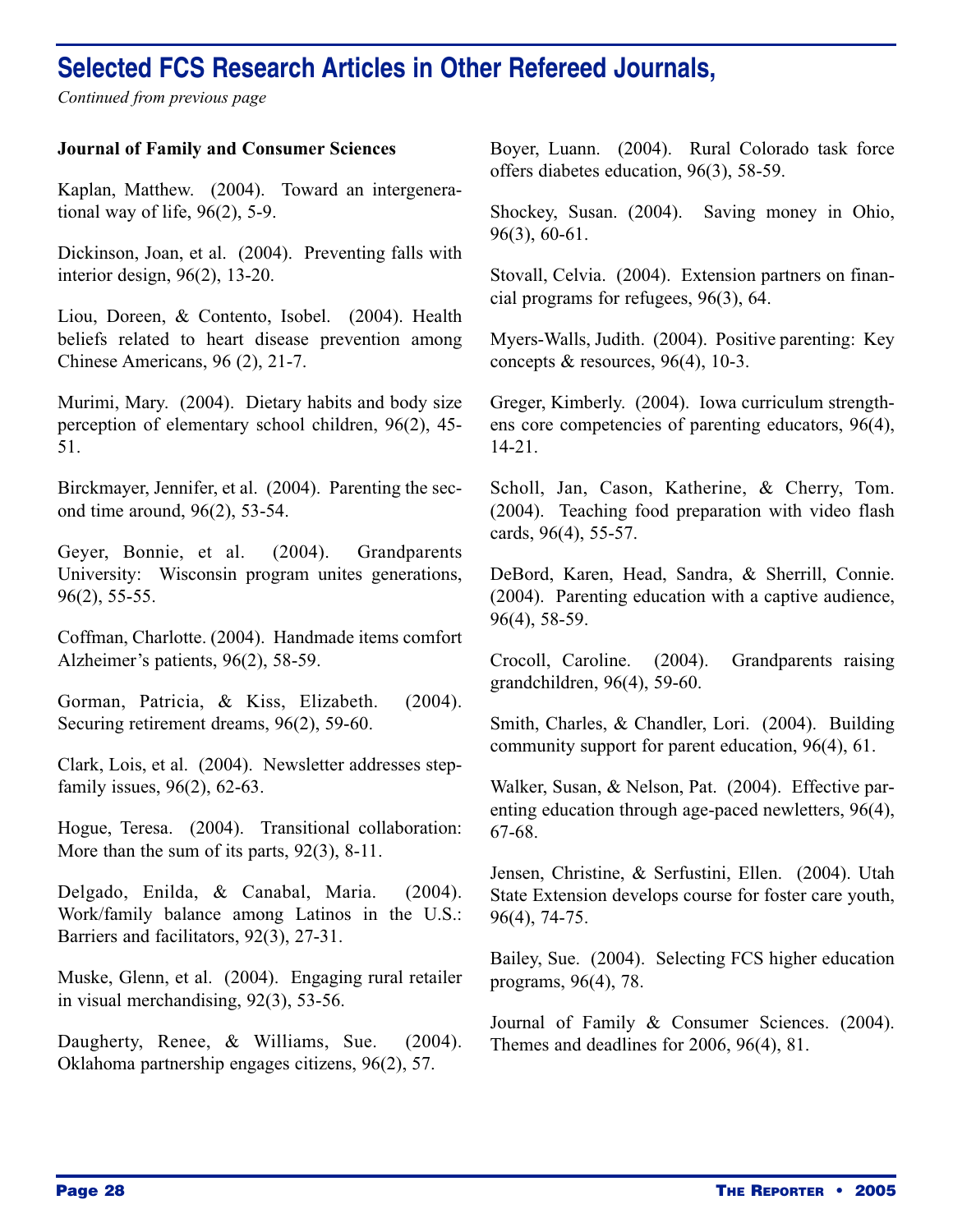## Selected FCS Research Articles in Other Refereed Journals,

*Continued from previous page*

**Journal of Family and Consumer Sciences**

Kaplan, Matthew. (2004). Toward an intergenerational way of life, 96(2), 5-9.

Dickinson, Joan, et al. (2004). Preventing falls with interior design, 96(2), 13-20.

Liou, Doreen, & Contento, Isobel. (2004). Health beliefs related to heart disease prevention among Chinese Americans, 96 (2), 21-7.

Murimi, Mary. (2004). Dietary habits and body size perception of elementary school children, 96(2), 45-51.

Birckmayer, Jennifer, et al. (2004). Parenting the second time around, 96(2), 53-54.

Geyer, Bonnie, et al. (2004). Grandparents University: Wisconsin program unites generations, 96(2), 55-55.

Coffman, Charlotte. (2004). Handmade items comfort Alzheimer's patients, 96(2), 58-59.

Gorman, Patricia, & Kiss, Elizabeth. (2004). Securing retirement dreams, 96(2), 59-60.

Clark, Lois, et al. (2004). Newsletter addresses step-family issues, 96(2), 62-63.

Hogue, Teresa. (2004). Transitional collaboration: More than the sum of its parts, 92(3), 8-11.

Delgado, Enilda, & Canabal, Maria. (2004). Work/family balance among Latinos in the U.S.: Barriers and facilitators, 92(3), 27-31.

Muske, Glenn, et al. (2004). Engaging rural retailer in visual merchandising, 92(3), 53-56.

Daugherty, Renee, & Williams, Sue. (2004). Oklahoma partnership engages citizens, 96(2), 57.

Boyer, Luann. (2004). Rural Colorado task force offers diabetes education, 96(3), 58-59.

Shockey, Susan. (2004). Saving money in Ohio, 96(3), 60-61.

Stovall, Celvia. (2004). Extension partners on financial programs for refugees, 96(3), 64.

Myers-Walls, Judith. (2004). Positive parenting: Key concepts & resources, 96(4), 10-3.

Greger, Kimberly. (2004). Iowa curriculum strengthens core competencies of parenting educators, 96(4), 14-21.

Scholl, Jan, Cason, Katherine, & Cherry, Tom. (2004). Teaching food preparation with video flash cards, 96(4), 55-57.

DeBord, Karen, Head, Sandra, & Sherrill, Connie. (2004). Parenting education with a captive audience, 96(4), 58-59.

Crocoll, Caroline. (2004). Grandparents raising grandchildren, 96(4), 59-60.

Smith, Charles, & Chandler, Lori. (2004). Building community support for parent education, 96(4), 61.

Walker, Susan, & Nelson, Pat. (2004). Effective parenting education through age-paced newletters, 96(4), 67-68.

Jensen, Christine, & Serfustini, Ellen. (2004). Utah State Extension develops course for foster care youth, 96(4), 74-75.

Bailey, Sue. (2004). Selecting FCS higher education programs, 96(4), 78.

Journal of Family & Consumer Sciences. (2004). Themes and deadlines for 2006, 96(4), 81.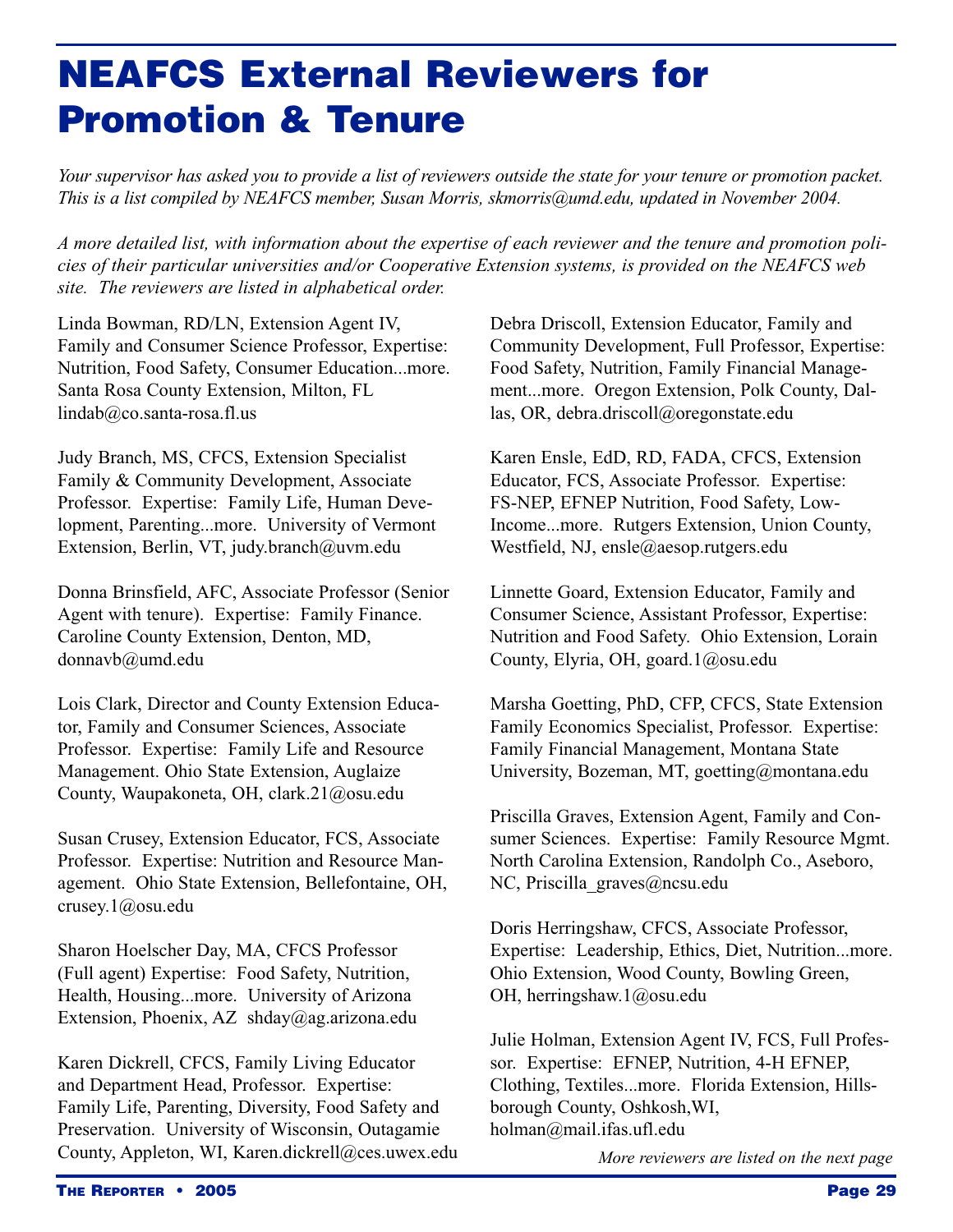# NEAFCS External Reviewers for Promotion & Tenure

*Your supervisor has asked you to provide a list of reviewers outside the state for your tenure or promotion packet. This is a list compiled by NEAFCS member, Susan Morris, skmorris@umd.edu, updated in November 2004.*

*A more detailed list, with information about the expertise of each reviewer and the tenure and promotion policies of their particular universities and/or Cooperative Extension systems, is provided on the NEAFCS web site. The reviewers are listed in alphabetical order.*

Linda Bowman, RD/LN, Extension Agent IV, Family and Consumer Science Professor, Expertise: Nutrition, Food Safety, Consumer Education...more. Santa Rosa County Extension, Milton, FL lindab@co.santa-rosa.fl.us

Judy Branch, MS, CFCS, Extension Specialist Family & Community Development, Associate Professor. Expertise: Family Life, Human Development, Parenting...more. University of Vermont Extension, Berlin, VT, judy.branch@uvm.edu

Donna Brinsfield, AFC, Associate Professor (Senior Agent with tenure). Expertise: Family Finance. Caroline County Extension, Denton, MD, donnavb@umd.edu

Lois Clark, Director and County Extension Educator, Family and Consumer Sciences, Associate Professor. Expertise: Family Life and Resource Management. Ohio State Extension, Auglaize County, Waupakoneta, OH, clark.21@osu.edu

Susan Crusey, Extension Educator, FCS, Associate Professor. Expertise: Nutrition and Resource Management. Ohio State Extension, Bellefontaine, OH, crusey.1@osu.edu

Sharon Hoelscher Day, MA, CFCS Professor (Full agent) Expertise: Food Safety, Nutrition, Health, Housing...more. University of Arizona Extension, Phoenix, AZ shday@ag.arizona.edu

Karen Dickrell, CFCS, Family Living Educator and Department Head, Professor. Expertise: Family Life, Parenting, Diversity, Food Safety and Preservation. University of Wisconsin, Outagamie County, Appleton, WI, Karen.dickrell@ces.uwex.edu

Debra Driscoll, Extension Educator, Family and Community Development, Full Professor, Expertise: Food Safety, Nutrition, Family Financial Management...more. Oregon Extension, Polk County, Dallas, OR, debra.driscoll@oregonstate.edu

Karen Ensle, EdD, RD, FADA, CFCS, Extension Educator, FCS, Associate Professor. Expertise: FS-NEP, EFNEP Nutrition, Food Safety, Low-Income...more. Rutgers Extension, Union County, Westfield, NJ, ensle@aesop.rutgers.edu

Linnette Goard, Extension Educator, Family and Consumer Science, Assistant Professor, Expertise: Nutrition and Food Safety. Ohio Extension, Lorain County, Elyria, OH, goard.1@osu.edu

Marsha Goetting, PhD, CFP, CFCS, State Extension Family Economics Specialist, Professor. Expertise: Family Financial Management, Montana State University, Bozeman, MT, goetting@montana.edu

Priscilla Graves, Extension Agent, Family and Consumer Sciences. Expertise: Family Resource Mgmt. North Carolina Extension, Randolph Co., Aseboro, NC, Priscilla_graves@ncsu.edu

Doris Herringshaw, CFCS, Associate Professor, Expertise: Leadership, Ethics, Diet, Nutrition...more. Ohio Extension, Wood County, Bowling Green, OH, herringshaw.1@osu.edu

Julie Holman, Extension Agent IV, FCS, Full Professor. Expertise: EFNEP, Nutrition, 4-H EFNEP, Clothing, Textiles...more. Florida Extension, Hillsborough County, Oshkosh,WI, holman@mail.ifas.ufl.edu

*More reviewers are listed on the next page*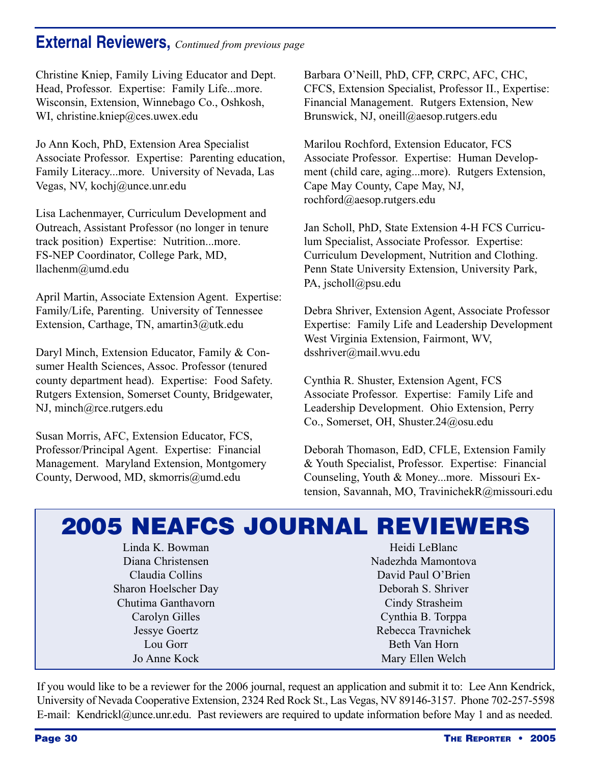## External Reviewers, *Continued from previous page*

Christine Kniep, Family Living Educator and Dept. Head, Professor. Expertise: Family Life...more. Wisconsin, Extension, Winnebago Co., Oshkosh, WI, christine.kniep@ces.uwex.edu

Jo Ann Koch, PhD, Extension Area Specialist Associate Professor. Expertise: Parenting education, Family Literacy...more. University of Nevada, Las Vegas, NV, kochj@unce.unr.edu

Lisa Lachenmayer, Curriculum Development and Outreach, Assistant Professor (no longer in tenure track position) Expertise: Nutrition...more. FS-NEP Coordinator, College Park, MD, llachenm@umd.edu

April Martin, Associate Extension Agent. Expertise: Family/Life, Parenting. University of Tennessee Extension, Carthage, TN, amartin3@utk.edu

Daryl Minch, Extension Educator, Family & Consumer Health Sciences, Assoc. Professor (tenured county department head). Expertise: Food Safety. Rutgers Extension, Somerset County, Bridgewater, NJ, minch@rce.rutgers.edu

Susan Morris, AFC, Extension Educator, FCS, Professor/Principal Agent. Expertise: Financial Management. Maryland Extension, Montgomery County, Derwood, MD, skmorris@umd.edu

Barbara O'Neill, PhD, CFP, CRPC, AFC, CHC, CFCS, Extension Specialist, Professor II., Expertise: Financial Management. Rutgers Extension, New Brunswick, NJ, oneill@aesop.rutgers.edu

Marilou Rochford, Extension Educator, FCS Associate Professor. Expertise: Human Development (child care, aging...more). Rutgers Extension, Cape May County, Cape May, NJ, rochford@aesop.rutgers.edu

Jan Scholl, PhD, State Extension 4-H FCS Curriculum Specialist, Associate Professor. Expertise: Curriculum Development, Nutrition and Clothing. Penn State University Extension, University Park, PA, jscholl@psu.edu

Debra Shriver, Extension Agent, Associate Professor Expertise: Family Life and Leadership Development West Virginia Extension, Fairmont, WV, dsshriver@mail.wvu.edu

Cynthia R. Shuster, Extension Agent, FCS Associate Professor. Expertise: Family Life and Leadership Development. Ohio Extension, Perry Co., Somerset, OH, Shuster.24@osu.edu

Deborah Thomason, EdD, CFLE, Extension Family & Youth Specialist, Professor. Expertise: Financial Counseling, Youth & Money...more. Missouri Extension, Savannah, MO, TravinichekR@missouri.edu

# 2005 NEAFCS JOURNAL REVIEWERS

Linda K. Bowman
Diana Christensen
Claudia Collins
Sharon Hoelscher Day
Chutima Ganthavorn
Carolyn Gilles
Jessye Goertz
Lou Gorr
Jo Anne Kock
Heidi LeBlanc
Nadezhda Mamontova
David Paul O'Brien
Deborah S. Shriver
Cindy Strasheim
Cynthia B. Torppa
Rebecca Travnichek
Beth Van Horn
Mary Ellen Welch

If you would like to be a reviewer for the 2006 journal, request an application and submit it to: Lee Ann Kendrick, University of Nevada Cooperative Extension, 2324 Red Rock St., Las Vegas, NV 89146-3157. Phone 702-257-5598 E-mail: Kendrickl@unce.unr.edu. Past reviewers are required to update information before May 1 and as needed.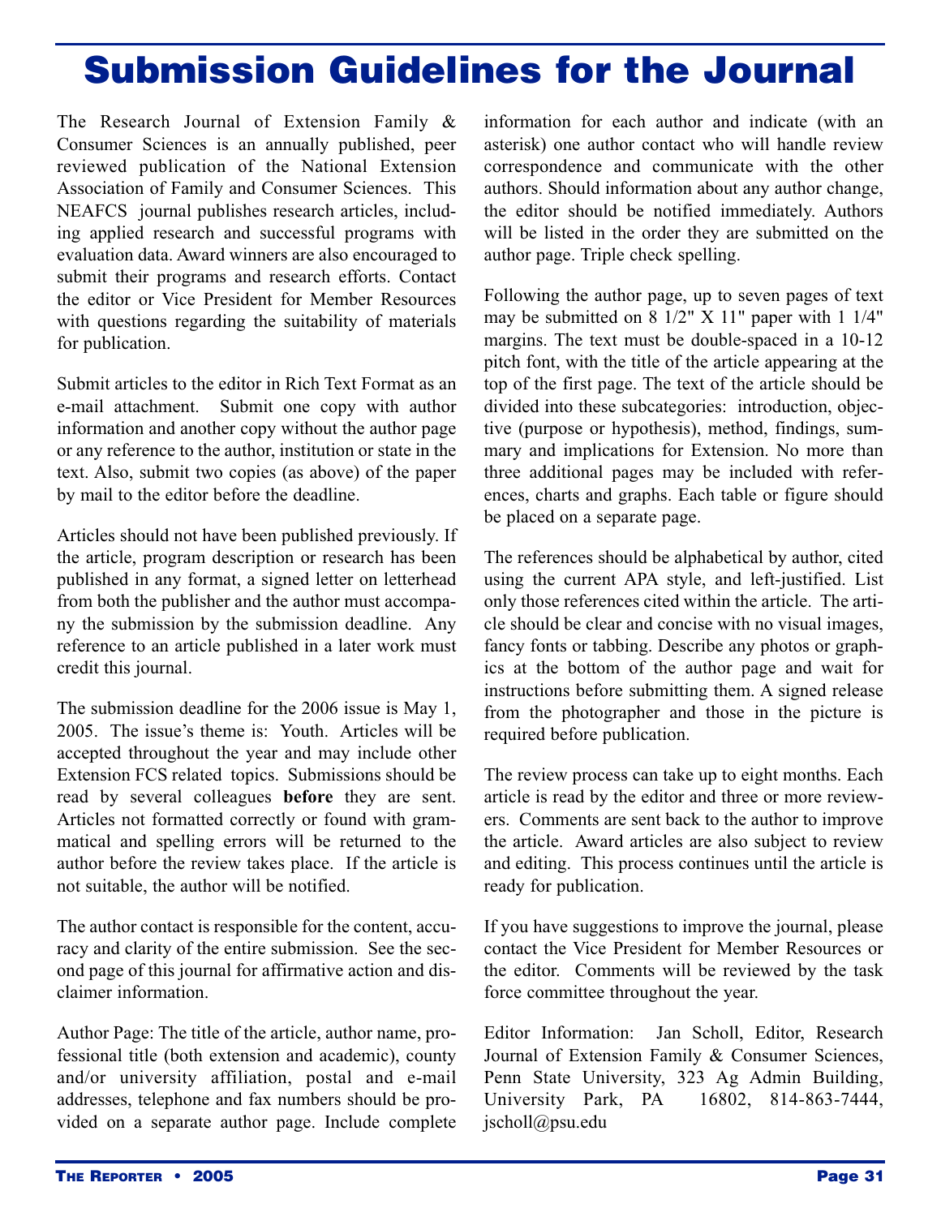# Submission Guidelines for the Journal

The Research Journal of Extension Family & Consumer Sciences is an annually published, peer reviewed publication of the National Extension Association of Family and Consumer Sciences. This NEAFCS journal publishes research articles, including applied research and successful programs with evaluation data. Award winners are also encouraged to submit their programs and research efforts. Contact the editor or Vice President for Member Resources with questions regarding the suitability of materials for publication.

Submit articles to the editor in Rich Text Format as an e-mail attachment. Submit one copy with author information and another copy without the author page or any reference to the author, institution or state in the text. Also, submit two copies (as above) of the paper by mail to the editor before the deadline.

Articles should not have been published previously. If the article, program description or research has been published in any format, a signed letter on letterhead from both the publisher and the author must accompany the submission by the submission deadline. Any reference to an article published in a later work must credit this journal.

The submission deadline for the 2006 issue is May 1, 2005. The issue's theme is: Youth. Articles will be accepted throughout the year and may include other Extension FCS related topics. Submissions should be read by several colleagues **before** they are sent. Articles not formatted correctly or found with grammatical and spelling errors will be returned to the author before the review takes place. If the article is not suitable, the author will be notified.

The author contact is responsible for the content, accuracy and clarity of the entire submission. See the second page of this journal for affirmative action and disclaimer information.

Author Page: The title of the article, author name, professional title (both extension and academic), county and/or university affiliation, postal and e-mail addresses, telephone and fax numbers should be provided on a separate author page. Include complete information for each author and indicate (with an asterisk) one author contact who will handle review correspondence and communicate with the other authors. Should information about any author change, the editor should be notified immediately. Authors will be listed in the order they are submitted on the author page. Triple check spelling.

Following the author page, up to seven pages of text may be submitted on 8 1/2" X 11" paper with 1 1/4" margins. The text must be double-spaced in a 10-12 pitch font, with the title of the article appearing at the top of the first page. The text of the article should be divided into these subcategories: introduction, objective (purpose or hypothesis), method, findings, summary and implications for Extension. No more than three additional pages may be included with references, charts and graphs. Each table or figure should be placed on a separate page.

The references should be alphabetical by author, cited using the current APA style, and left-justified. List only those references cited within the article. The article should be clear and concise with no visual images, fancy fonts or tabbing. Describe any photos or graphics at the bottom of the author page and wait for instructions before submitting them. A signed release from the photographer and those in the picture is required before publication.

The review process can take up to eight months. Each article is read by the editor and three or more reviewers. Comments are sent back to the author to improve the article. Award articles are also subject to review and editing. This process continues until the article is ready for publication.

If you have suggestions to improve the journal, please contact the Vice President for Member Resources or the editor. Comments will be reviewed by the task force committee throughout the year.

Editor Information: Jan Scholl, Editor, Research Journal of Extension Family & Consumer Sciences, Penn State University, 323 Ag Admin Building, University Park, PA 16802, 814-863-7444, jscholl@psu.edu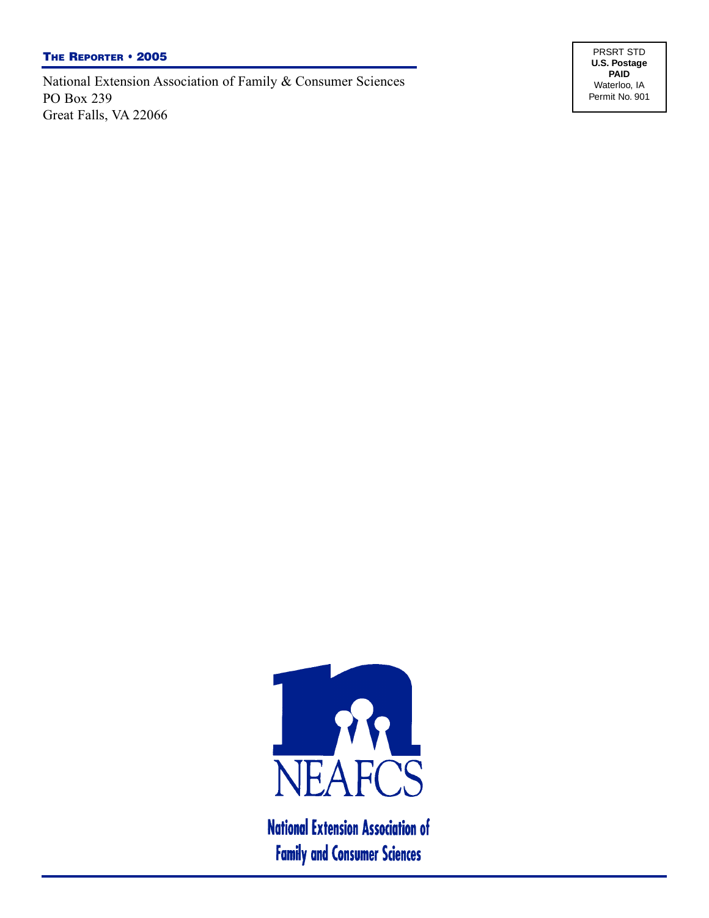National Extension Association of Family & Consumer Sciences
PO Box 239
Great Falls, VA 22066

PRSRT STD
**U.S. Postage**
**PAID**
Waterloo, IA
Permit No. 901

NEAFCS

**National Extension Association of Family and Consumer Sciences**